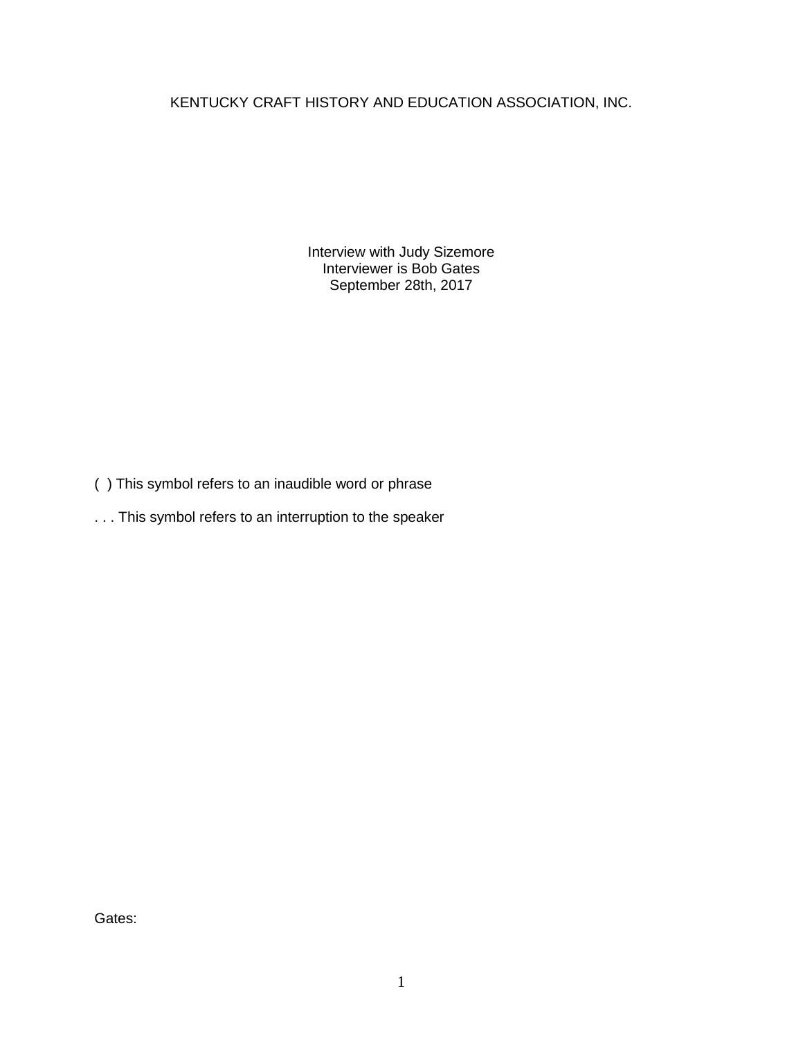KENTUCKY CRAFT HISTORY AND EDUCATION ASSOCIATION, INC.

Interview with Judy Sizemore
Interviewer is Bob Gates
September 28th, 2017

( ) This symbol refers to an inaudible word or phrase

. . . This symbol refers to an interruption to the speaker

Gates: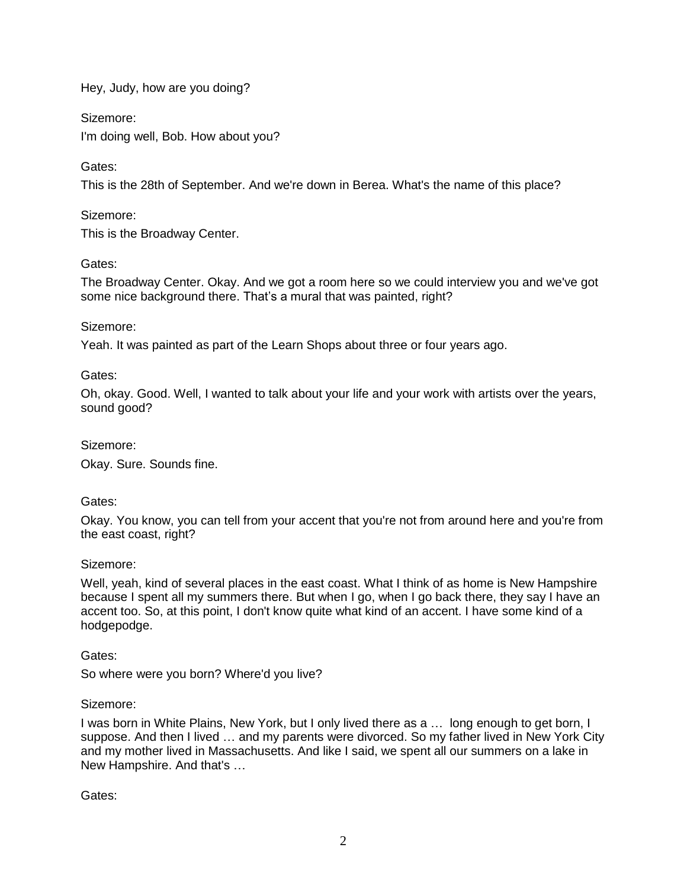Hey, Judy, how are you doing?

Sizemore:

I'm doing well, Bob. How about you?

Gates:

This is the 28th of September. And we're down in Berea. What's the name of this place?

Sizemore:

This is the Broadway Center.

Gates:

The Broadway Center. Okay. And we got a room here so we could interview you and we've got some nice background there. That's a mural that was painted, right?

Sizemore:

Yeah. It was painted as part of the Learn Shops about three or four years ago.

Gates:

Oh, okay. Good. Well, I wanted to talk about your life and your work with artists over the years, sound good?

Sizemore:

Okay. Sure. Sounds fine.

Gates:

Okay. You know, you can tell from your accent that you're not from around here and you're from the east coast, right?

Sizemore:

Well, yeah, kind of several places in the east coast. What I think of as home is New Hampshire because I spent all my summers there. But when I go, when I go back there, they say I have an accent too. So, at this point, I don't know quite what kind of an accent. I have some kind of a hodgepodge.

Gates:

So where were you born? Where'd you live?

Sizemore:

I was born in White Plains, New York, but I only lived there as a … long enough to get born, I suppose. And then I lived … and my parents were divorced. So my father lived in New York City and my mother lived in Massachusetts. And like I said, we spent all our summers on a lake in New Hampshire. And that's …

Gates: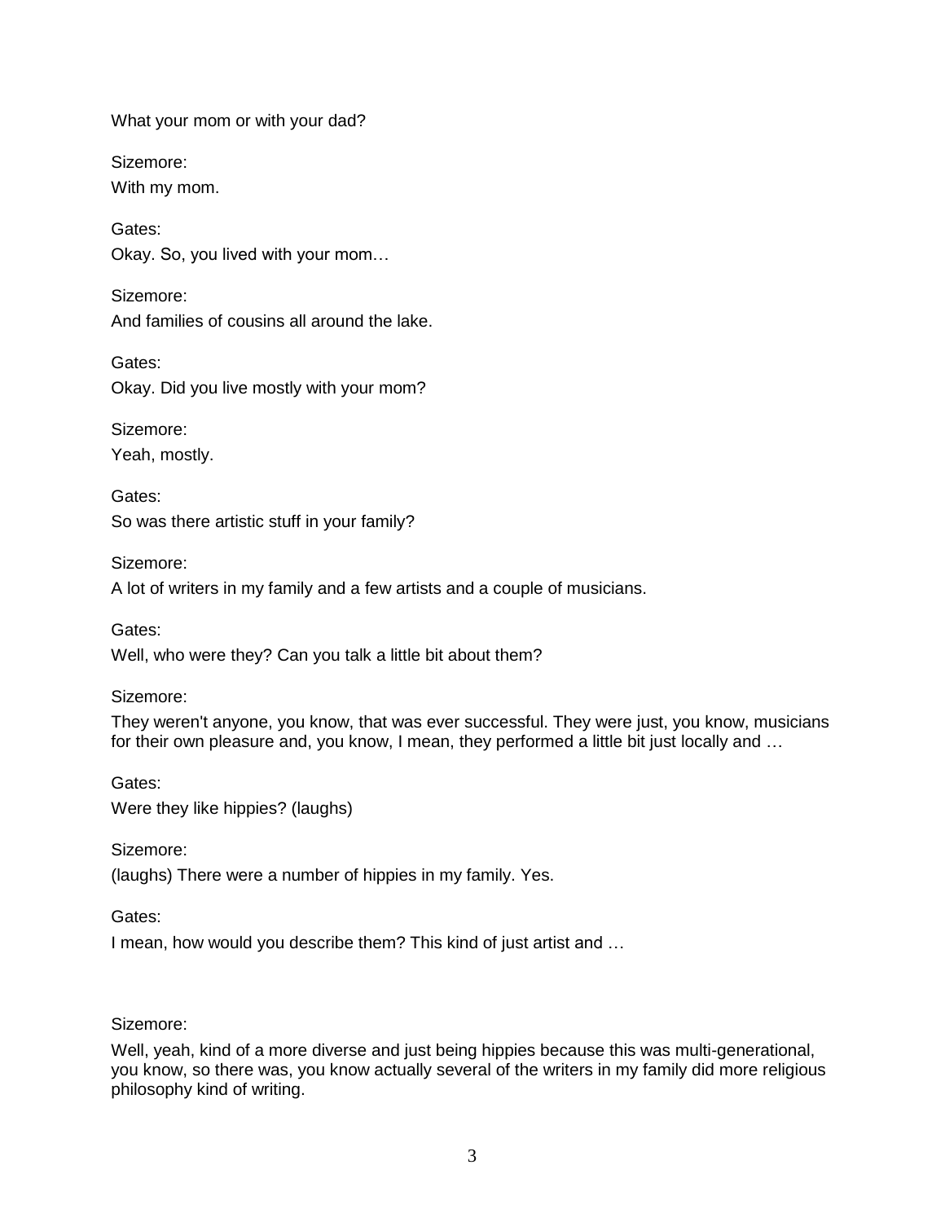What your mom or with your dad?

Sizemore:
With my mom.

Gates:
Okay. So, you lived with your mom…

Sizemore:
And families of cousins all around the lake.

Gates:
Okay. Did you live mostly with your mom?

Sizemore:
Yeah, mostly.

Gates:
So was there artistic stuff in your family?

Sizemore:
A lot of writers in my family and a few artists and a couple of musicians.

Gates:
Well, who were they? Can you talk a little bit about them?

Sizemore:
They weren't anyone, you know, that was ever successful. They were just, you know, musicians for their own pleasure and, you know, I mean, they performed a little bit just locally and …

Gates:
Were they like hippies? (laughs)

Sizemore:
(laughs) There were a number of hippies in my family. Yes.

Gates:
I mean, how would you describe them? This kind of just artist and …

Sizemore:
Well, yeah, kind of a more diverse and just being hippies because this was multi-generational, you know, so there was, you know actually several of the writers in my family did more religious philosophy kind of writing.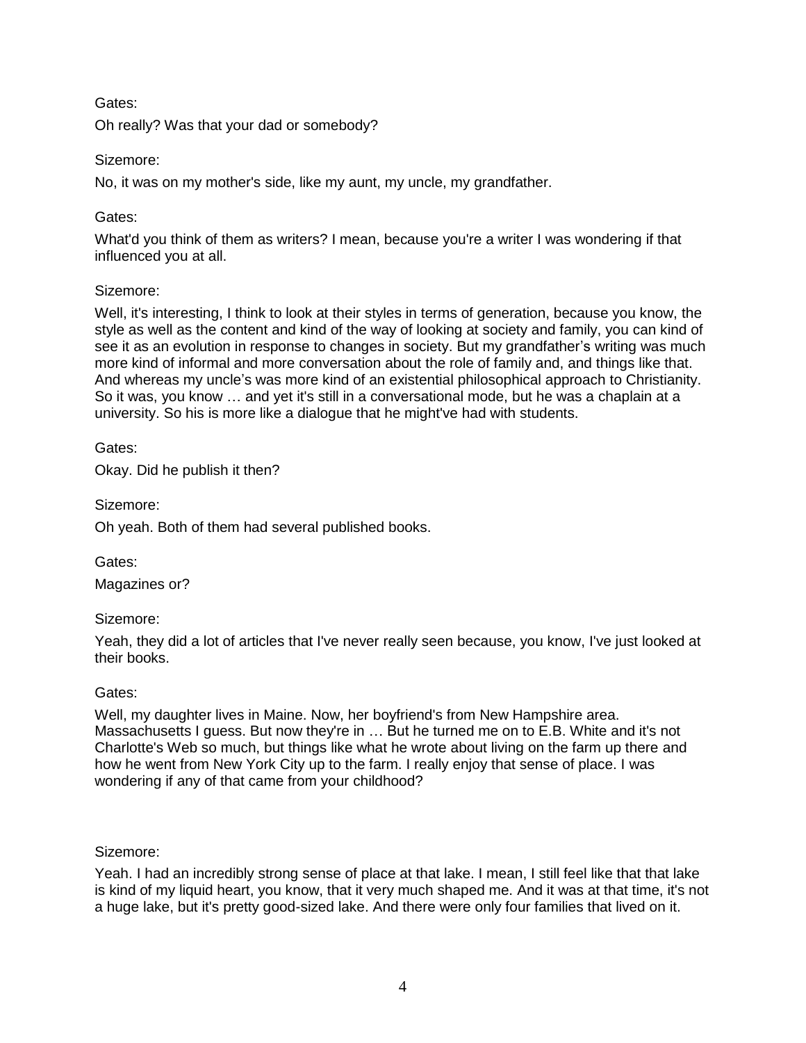Gates:

Oh really? Was that your dad or somebody?

Sizemore:

No, it was on my mother's side, like my aunt, my uncle, my grandfather.

Gates:

What'd you think of them as writers? I mean, because you're a writer I was wondering if that influenced you at all.

Sizemore:

Well, it's interesting, I think to look at their styles in terms of generation, because you know, the style as well as the content and kind of the way of looking at society and family, you can kind of see it as an evolution in response to changes in society. But my grandfather's writing was much more kind of informal and more conversation about the role of family and, and things like that. And whereas my uncle's was more kind of an existential philosophical approach to Christianity. So it was, you know … and yet it's still in a conversational mode, but he was a chaplain at a university. So his is more like a dialogue that he might've had with students.

Gates:

Okay. Did he publish it then?

Sizemore:

Oh yeah. Both of them had several published books.

Gates:

Magazines or?

Sizemore:

Yeah, they did a lot of articles that I've never really seen because, you know, I've just looked at their books.

Gates:

Well, my daughter lives in Maine. Now, her boyfriend's from New Hampshire area. Massachusetts I guess. But now they're in … But he turned me on to E.B. White and it's not Charlotte's Web so much, but things like what he wrote about living on the farm up there and how he went from New York City up to the farm. I really enjoy that sense of place. I was wondering if any of that came from your childhood?

Sizemore:

Yeah. I had an incredibly strong sense of place at that lake. I mean, I still feel like that that lake is kind of my liquid heart, you know, that it very much shaped me. And it was at that time, it's not a huge lake, but it's pretty good-sized lake. And there were only four families that lived on it.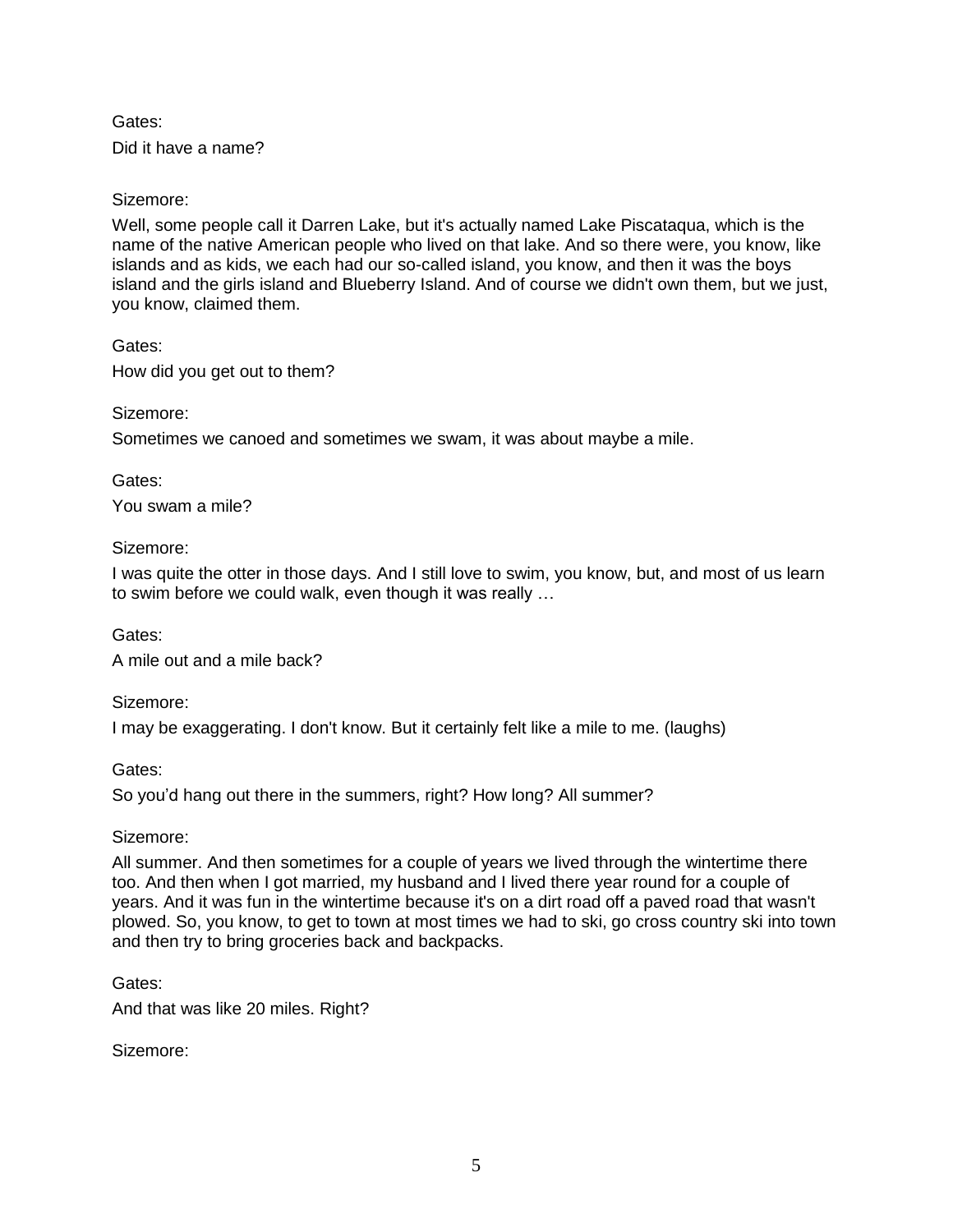Gates:

Did it have a name?

Sizemore:

Well, some people call it Darren Lake, but it's actually named Lake Piscataqua, which is the name of the native American people who lived on that lake. And so there were, you know, like islands and as kids, we each had our so-called island, you know, and then it was the boys island and the girls island and Blueberry Island. And of course we didn't own them, but we just, you know, claimed them.

Gates:

How did you get out to them?

Sizemore:

Sometimes we canoed and sometimes we swam, it was about maybe a mile.

Gates:

You swam a mile?

Sizemore:

I was quite the otter in those days. And I still love to swim, you know, but, and most of us learn to swim before we could walk, even though it was really …

Gates:

A mile out and a mile back?

Sizemore:

I may be exaggerating. I don't know. But it certainly felt like a mile to me. (laughs)

Gates:

So you'd hang out there in the summers, right? How long? All summer?

Sizemore:

All summer. And then sometimes for a couple of years we lived through the wintertime there too. And then when I got married, my husband and I lived there year round for a couple of years. And it was fun in the wintertime because it's on a dirt road off a paved road that wasn't plowed. So, you know, to get to town at most times we had to ski, go cross country ski into town and then try to bring groceries back and backpacks.

Gates:

And that was like 20 miles. Right?

Sizemore: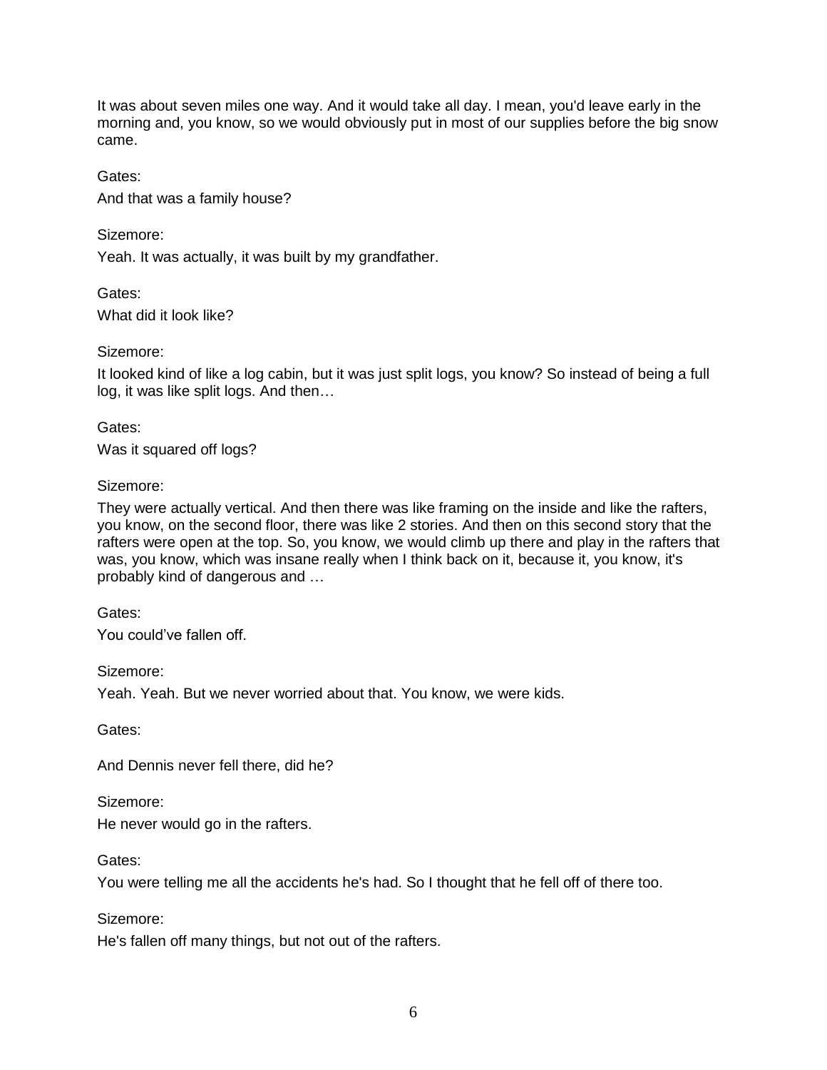It was about seven miles one way. And it would take all day. I mean, you'd leave early in the morning and, you know, so we would obviously put in most of our supplies before the big snow came.

Gates:

And that was a family house?

Sizemore:

Yeah. It was actually, it was built by my grandfather.

Gates:

What did it look like?

Sizemore:

It looked kind of like a log cabin, but it was just split logs, you know? So instead of being a full log, it was like split logs. And then…

Gates:

Was it squared off logs?

Sizemore:

They were actually vertical. And then there was like framing on the inside and like the rafters, you know, on the second floor, there was like 2 stories. And then on this second story that the rafters were open at the top. So, you know, we would climb up there and play in the rafters that was, you know, which was insane really when I think back on it, because it, you know, it's probably kind of dangerous and …

Gates:

You could've fallen off.

Sizemore:

Yeah. Yeah. But we never worried about that. You know, we were kids.

Gates:

And Dennis never fell there, did he?

Sizemore:

He never would go in the rafters.

Gates:

You were telling me all the accidents he's had. So I thought that he fell off of there too.

Sizemore:

He's fallen off many things, but not out of the rafters.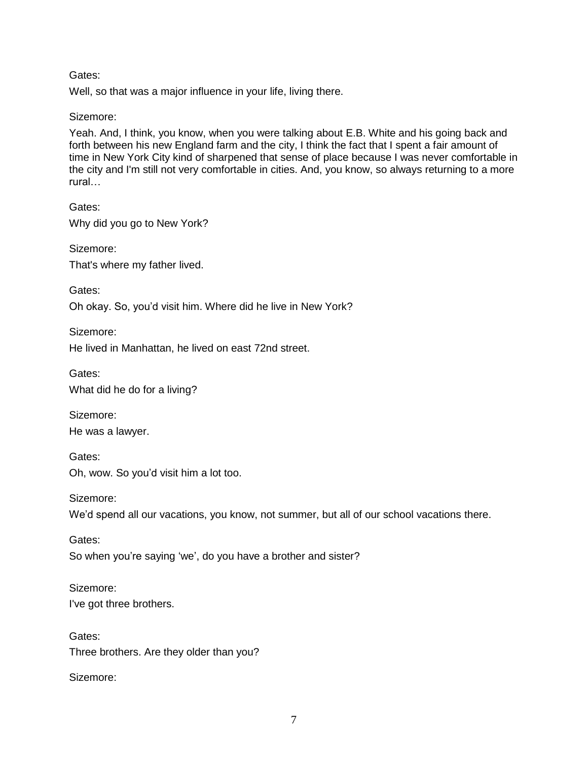Gates:

Well, so that was a major influence in your life, living there.

Sizemore:

Yeah. And, I think, you know, when you were talking about E.B. White and his going back and forth between his new England farm and the city, I think the fact that I spent a fair amount of time in New York City kind of sharpened that sense of place because I was never comfortable in the city and I'm still not very comfortable in cities. And, you know, so always returning to a more rural…

Gates:

Why did you go to New York?

Sizemore:

That's where my father lived.

Gates:

Oh okay. So, you'd visit him. Where did he live in New York?

Sizemore:

He lived in Manhattan, he lived on east 72nd street.

Gates:

What did he do for a living?

Sizemore:

He was a lawyer.

Gates:

Oh, wow. So you'd visit him a lot too.

Sizemore:

We'd spend all our vacations, you know, not summer, but all of our school vacations there.

Gates:

So when you're saying 'we', do you have a brother and sister?

Sizemore:

I've got three brothers.

Gates:

Three brothers. Are they older than you?

Sizemore: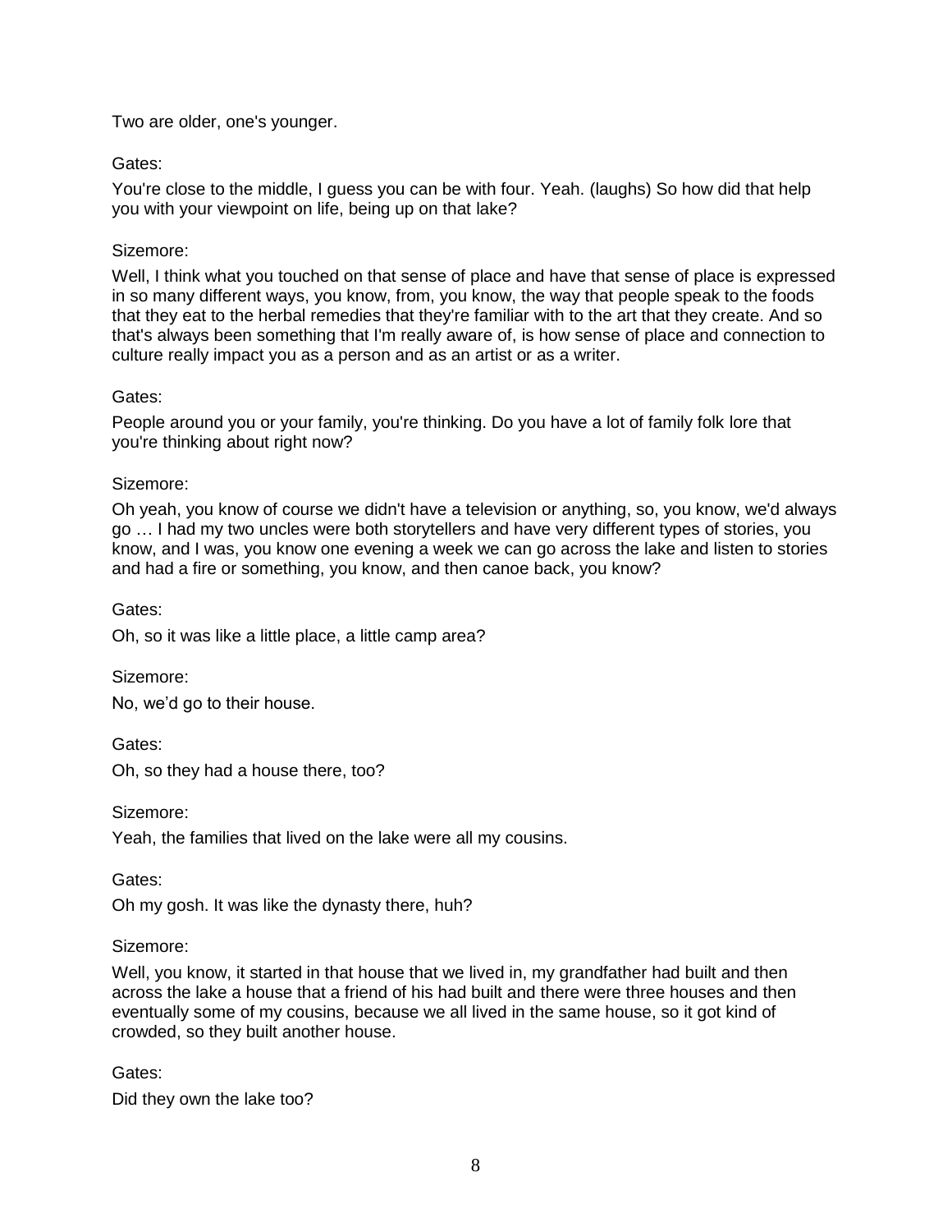Two are older, one's younger.

Gates:

You're close to the middle, I guess you can be with four. Yeah. (laughs) So how did that help you with your viewpoint on life, being up on that lake?

Sizemore:

Well, I think what you touched on that sense of place and have that sense of place is expressed in so many different ways, you know, from, you know, the way that people speak to the foods that they eat to the herbal remedies that they're familiar with to the art that they create. And so that's always been something that I'm really aware of, is how sense of place and connection to culture really impact you as a person and as an artist or as a writer.

Gates:

People around you or your family, you're thinking. Do you have a lot of family folk lore that you're thinking about right now?

Sizemore:

Oh yeah, you know of course we didn't have a television or anything, so, you know, we'd always go … I had my two uncles were both storytellers and have very different types of stories, you know, and I was, you know one evening a week we can go across the lake and listen to stories and had a fire or something, you know, and then canoe back, you know?

Gates:

Oh, so it was like a little place, a little camp area?

Sizemore:

No, we'd go to their house.

Gates:

Oh, so they had a house there, too?

Sizemore:

Yeah, the families that lived on the lake were all my cousins.

Gates:

Oh my gosh. It was like the dynasty there, huh?

Sizemore:

Well, you know, it started in that house that we lived in, my grandfather had built and then across the lake a house that a friend of his had built and there were three houses and then eventually some of my cousins, because we all lived in the same house, so it got kind of crowded, so they built another house.

Gates:

Did they own the lake too?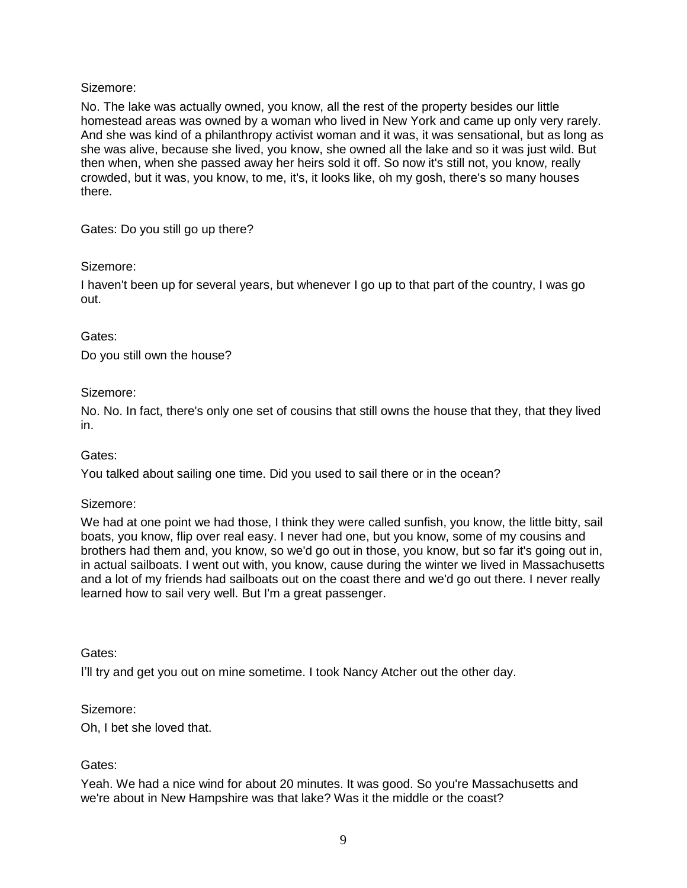Sizemore:

No. The lake was actually owned, you know, all the rest of the property besides our little homestead areas was owned by a woman who lived in New York and came up only very rarely. And she was kind of a philanthropy activist woman and it was, it was sensational, but as long as she was alive, because she lived, you know, she owned all the lake and so it was just wild. But then when, when she passed away her heirs sold it off. So now it's still not, you know, really crowded, but it was, you know, to me, it's, it looks like, oh my gosh, there's so many houses there.

Gates: Do you still go up there?

Sizemore:

I haven't been up for several years, but whenever I go up to that part of the country, I was go out.

Gates:

Do you still own the house?

Sizemore:

No. No. In fact, there's only one set of cousins that still owns the house that they, that they lived in.

Gates:

You talked about sailing one time. Did you used to sail there or in the ocean?

Sizemore:

We had at one point we had those, I think they were called sunfish, you know, the little bitty, sail boats, you know, flip over real easy. I never had one, but you know, some of my cousins and brothers had them and, you know, so we'd go out in those, you know, but so far it's going out in, in actual sailboats. I went out with, you know, cause during the winter we lived in Massachusetts and a lot of my friends had sailboats out on the coast there and we'd go out there. I never really learned how to sail very well. But I'm a great passenger.

Gates:

I'll try and get you out on mine sometime. I took Nancy Atcher out the other day.

Sizemore:

Oh, I bet she loved that.

Gates:

Yeah. We had a nice wind for about 20 minutes. It was good. So you're Massachusetts and we're about in New Hampshire was that lake? Was it the middle or the coast?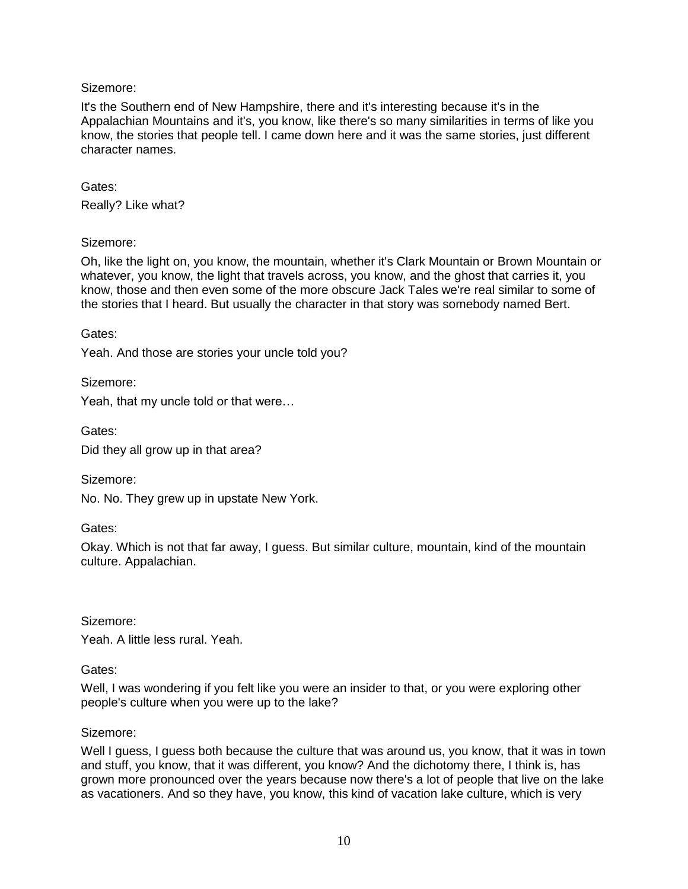Sizemore:

It's the Southern end of New Hampshire, there and it's interesting because it's in the Appalachian Mountains and it's, you know, like there's so many similarities in terms of like you know, the stories that people tell. I came down here and it was the same stories, just different character names.

Gates:

Really? Like what?

Sizemore:

Oh, like the light on, you know, the mountain, whether it's Clark Mountain or Brown Mountain or whatever, you know, the light that travels across, you know, and the ghost that carries it, you know, those and then even some of the more obscure Jack Tales we're real similar to some of the stories that I heard. But usually the character in that story was somebody named Bert.

Gates:

Yeah. And those are stories your uncle told you?

Sizemore:

Yeah, that my uncle told or that were…

Gates:

Did they all grow up in that area?

Sizemore:

No. No. They grew up in upstate New York.

Gates:

Okay. Which is not that far away, I guess. But similar culture, mountain, kind of the mountain culture. Appalachian.

Sizemore:

Yeah. A little less rural. Yeah.

Gates:

Well, I was wondering if you felt like you were an insider to that, or you were exploring other people's culture when you were up to the lake?

Sizemore:

Well I guess, I guess both because the culture that was around us, you know, that it was in town and stuff, you know, that it was different, you know? And the dichotomy there, I think is, has grown more pronounced over the years because now there's a lot of people that live on the lake as vacationers. And so they have, you know, this kind of vacation lake culture, which is very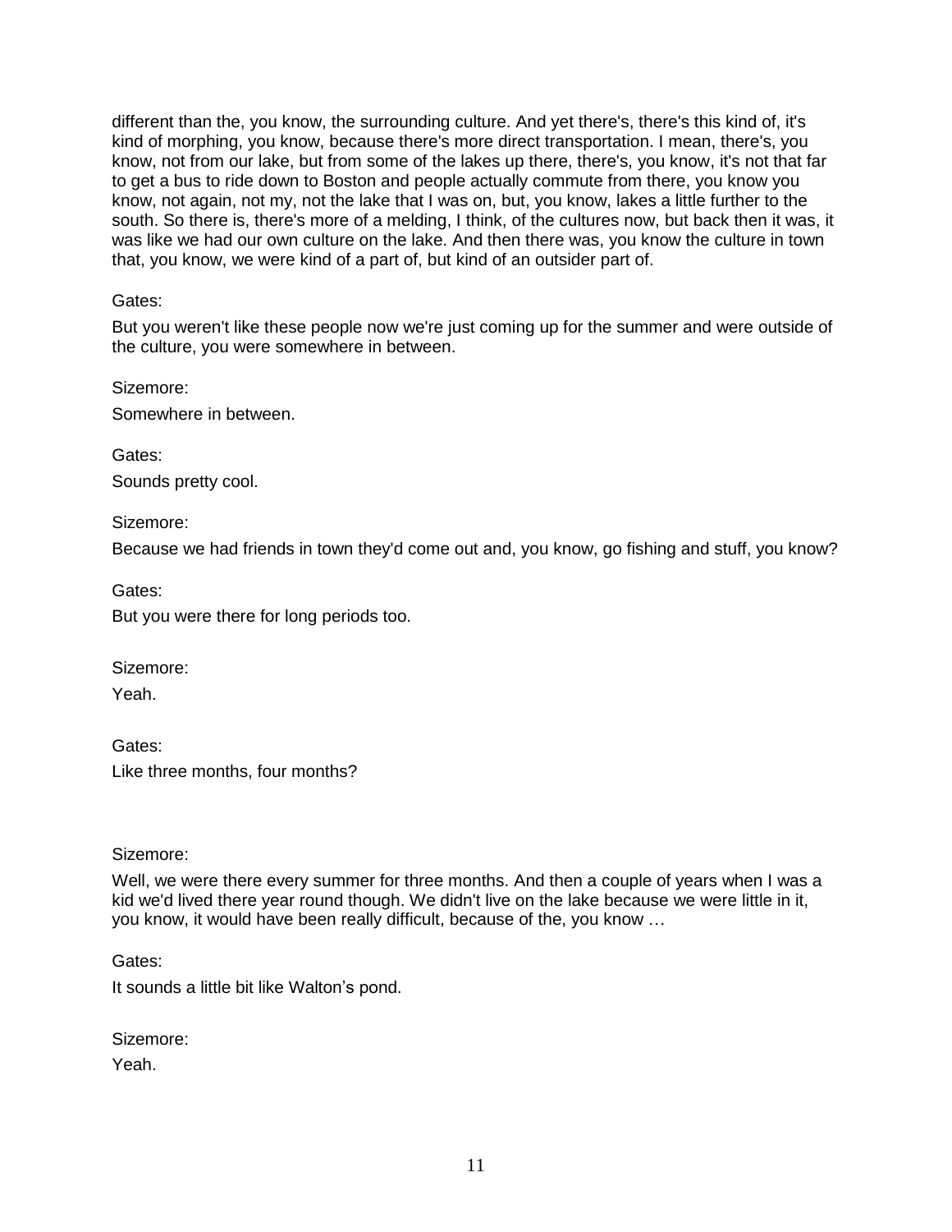different than the, you know, the surrounding culture. And yet there's, there's this kind of, it's kind of morphing, you know, because there's more direct transportation. I mean, there's, you know, not from our lake, but from some of the lakes up there, there's, you know, it's not that far to get a bus to ride down to Boston and people actually commute from there, you know you know, not again, not my, not the lake that I was on, but, you know, lakes a little further to the south. So there is, there's more of a melding, I think, of the cultures now, but back then it was, it was like we had our own culture on the lake. And then there was, you know the culture in town that, you know, we were kind of a part of, but kind of an outsider part of.

Gates:

But you weren't like these people now we're just coming up for the summer and were outside of the culture, you were somewhere in between.

Sizemore:

Somewhere in between.

Gates:

Sounds pretty cool.

Sizemore:

Because we had friends in town they'd come out and, you know, go fishing and stuff, you know?

Gates:

But you were there for long periods too.

Sizemore:

Yeah.

Gates:

Like three months, four months?

Sizemore:

Well, we were there every summer for three months. And then a couple of years when I was a kid we'd lived there year round though. We didn't live on the lake because we were little in it, you know, it would have been really difficult, because of the, you know …

Gates:

It sounds a little bit like Walton's pond.

Sizemore:

Yeah.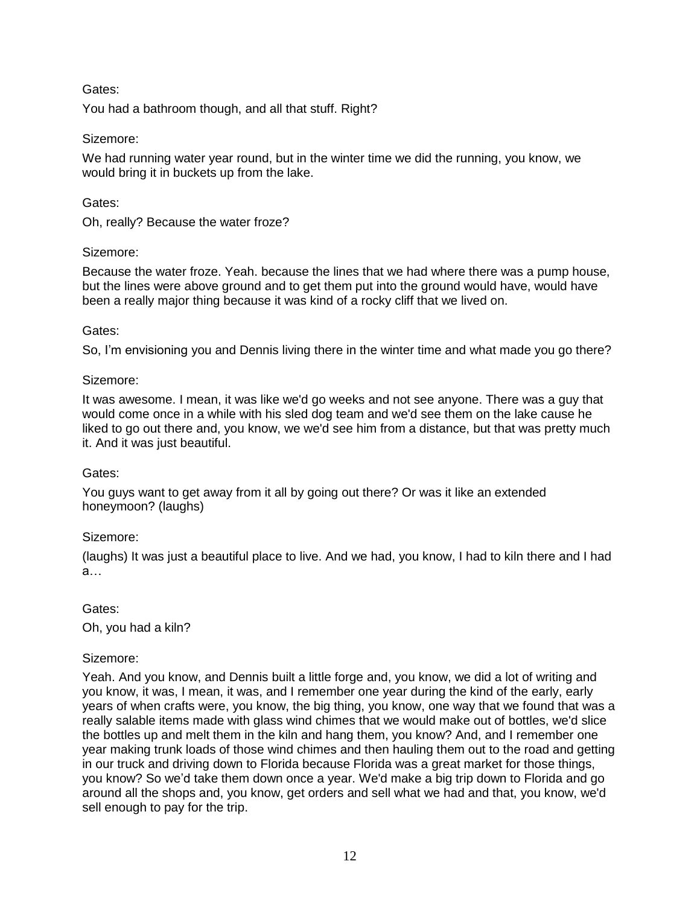Gates:

You had a bathroom though, and all that stuff. Right?

Sizemore:

We had running water year round, but in the winter time we did the running, you know, we would bring it in buckets up from the lake.

Gates:

Oh, really? Because the water froze?

Sizemore:

Because the water froze. Yeah. because the lines that we had where there was a pump house, but the lines were above ground and to get them put into the ground would have, would have been a really major thing because it was kind of a rocky cliff that we lived on.

Gates:

So, I'm envisioning you and Dennis living there in the winter time and what made you go there?

Sizemore:

It was awesome. I mean, it was like we'd go weeks and not see anyone. There was a guy that would come once in a while with his sled dog team and we'd see them on the lake cause he liked to go out there and, you know, we we'd see him from a distance, but that was pretty much it. And it was just beautiful.

Gates:

You guys want to get away from it all by going out there? Or was it like an extended honeymoon? (laughs)

Sizemore:

(laughs) It was just a beautiful place to live. And we had, you know, I had to kiln there and I had a…

Gates:

Oh, you had a kiln?

Sizemore:

Yeah. And you know, and Dennis built a little forge and, you know, we did a lot of writing and you know, it was, I mean, it was, and I remember one year during the kind of the early, early years of when crafts were, you know, the big thing, you know, one way that we found that was a really salable items made with glass wind chimes that we would make out of bottles, we'd slice the bottles up and melt them in the kiln and hang them, you know? And, and I remember one year making trunk loads of those wind chimes and then hauling them out to the road and getting in our truck and driving down to Florida because Florida was a great market for those things, you know? So we'd take them down once a year. We'd make a big trip down to Florida and go around all the shops and, you know, get orders and sell what we had and that, you know, we'd sell enough to pay for the trip.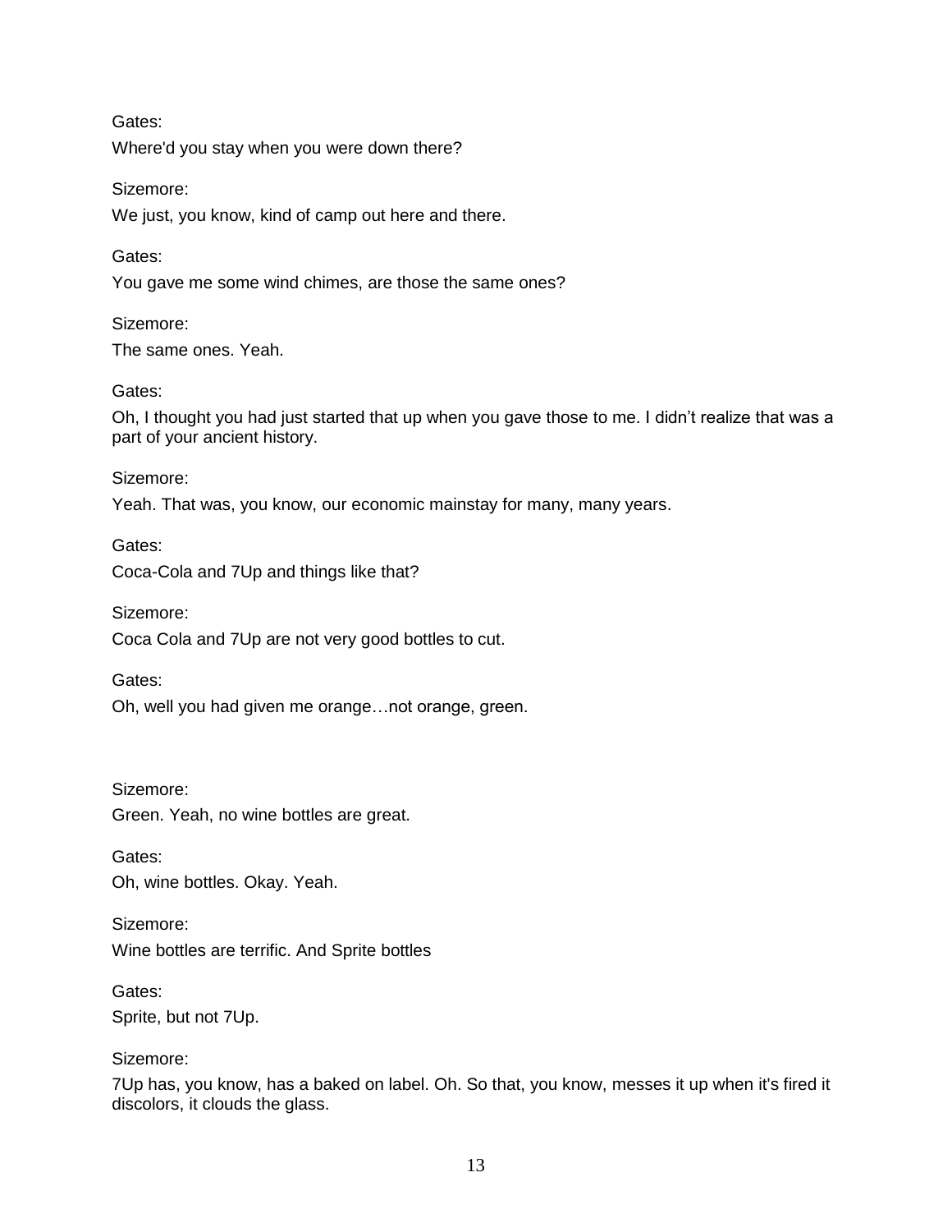Gates:

Where'd you stay when you were down there?

Sizemore:

We just, you know, kind of camp out here and there.

Gates:

You gave me some wind chimes, are those the same ones?

Sizemore:

The same ones. Yeah.

Gates:

Oh, I thought you had just started that up when you gave those to me. I didn't realize that was a part of your ancient history.

Sizemore:

Yeah. That was, you know, our economic mainstay for many, many years.

Gates:

Coca-Cola and 7Up and things like that?

Sizemore:

Coca Cola and 7Up are not very good bottles to cut.

Gates:

Oh, well you had given me orange…not orange, green.

Sizemore:

Green. Yeah, no wine bottles are great.

Gates:

Oh, wine bottles. Okay. Yeah.

Sizemore:

Wine bottles are terrific. And Sprite bottles

Gates:

Sprite, but not 7Up.

Sizemore:

7Up has, you know, has a baked on label. Oh. So that, you know, messes it up when it's fired it discolors, it clouds the glass.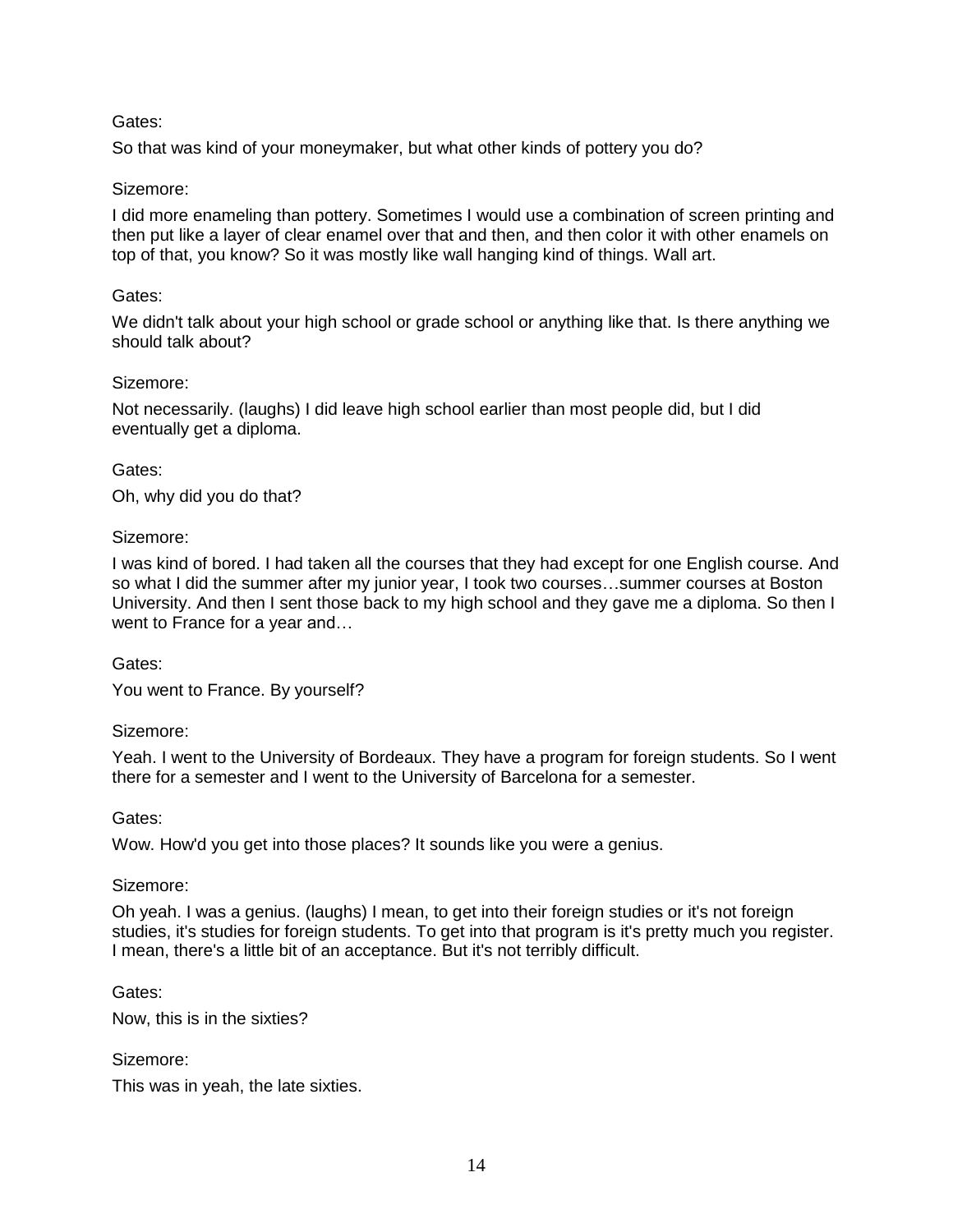Gates:

So that was kind of your moneymaker, but what other kinds of pottery you do?

Sizemore:

I did more enameling than pottery. Sometimes I would use a combination of screen printing and then put like a layer of clear enamel over that and then, and then color it with other enamels on top of that, you know? So it was mostly like wall hanging kind of things. Wall art.

Gates:

We didn't talk about your high school or grade school or anything like that. Is there anything we should talk about?

Sizemore:

Not necessarily. (laughs) I did leave high school earlier than most people did, but I did eventually get a diploma.

Gates:

Oh, why did you do that?

Sizemore:

I was kind of bored. I had taken all the courses that they had except for one English course. And so what I did the summer after my junior year, I took two courses…summer courses at Boston University. And then I sent those back to my high school and they gave me a diploma. So then I went to France for a year and…

Gates:

You went to France. By yourself?

Sizemore:

Yeah. I went to the University of Bordeaux. They have a program for foreign students. So I went there for a semester and I went to the University of Barcelona for a semester.

Gates:

Wow. How'd you get into those places? It sounds like you were a genius.

Sizemore:

Oh yeah. I was a genius. (laughs) I mean, to get into their foreign studies or it's not foreign studies, it's studies for foreign students. To get into that program is it's pretty much you register. I mean, there's a little bit of an acceptance. But it's not terribly difficult.

Gates:

Now, this is in the sixties?

Sizemore:

This was in yeah, the late sixties.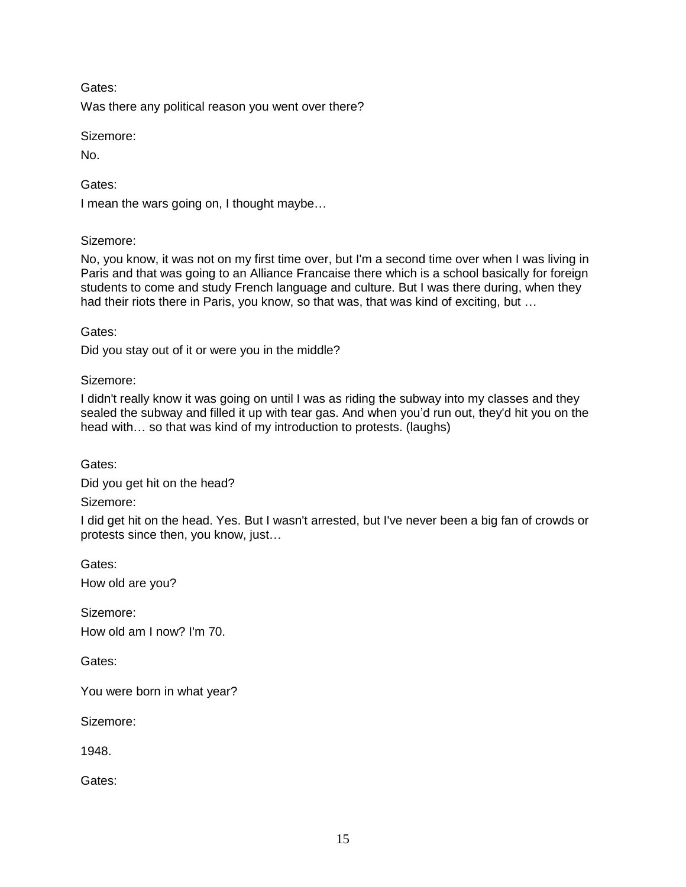Gates:

Was there any political reason you went over there?

Sizemore:

No.

Gates:

I mean the wars going on, I thought maybe…

Sizemore:

No, you know, it was not on my first time over, but I'm a second time over when I was living in Paris and that was going to an Alliance Francaise there which is a school basically for foreign students to come and study French language and culture. But I was there during, when they had their riots there in Paris, you know, so that was, that was kind of exciting, but …

Gates:

Did you stay out of it or were you in the middle?

Sizemore:

I didn't really know it was going on until I was as riding the subway into my classes and they sealed the subway and filled it up with tear gas. And when you'd run out, they'd hit you on the head with… so that was kind of my introduction to protests. (laughs)

Gates:

Did you get hit on the head?

Sizemore:

I did get hit on the head. Yes. But I wasn't arrested, but I've never been a big fan of crowds or protests since then, you know, just…

Gates:

How old are you?

Sizemore:

How old am I now? I'm 70.

Gates:

You were born in what year?

Sizemore:

1948.

Gates: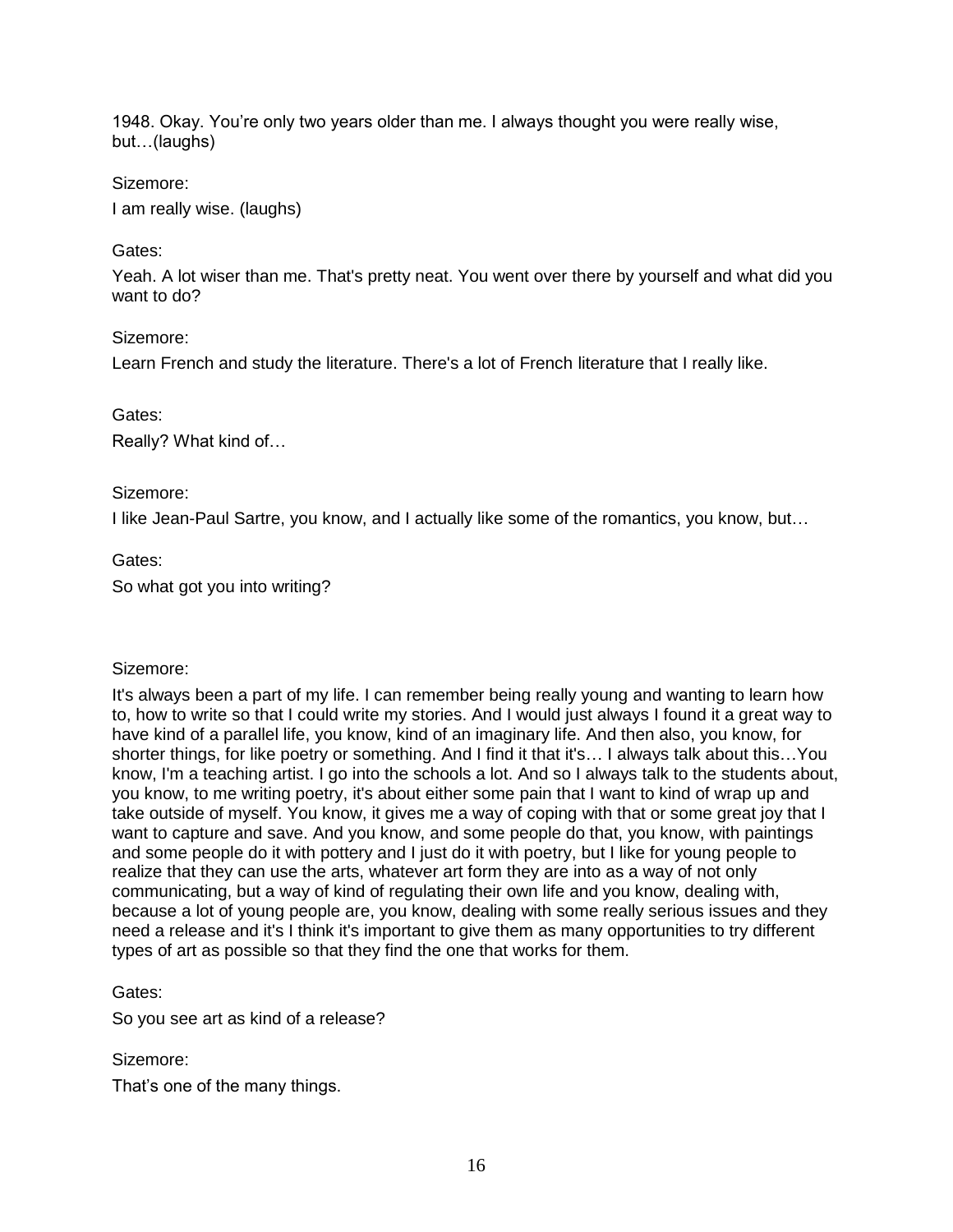1948. Okay. You're only two years older than me. I always thought you were really wise, but…(laughs)

Sizemore:

I am really wise. (laughs)

Gates:

Yeah. A lot wiser than me. That's pretty neat. You went over there by yourself and what did you want to do?

Sizemore:

Learn French and study the literature. There's a lot of French literature that I really like.

Gates:

Really? What kind of…

Sizemore:

I like Jean-Paul Sartre, you know, and I actually like some of the romantics, you know, but…

Gates:

So what got you into writing?

Sizemore:

It's always been a part of my life. I can remember being really young and wanting to learn how to, how to write so that I could write my stories. And I would just always I found it a great way to have kind of a parallel life, you know, kind of an imaginary life. And then also, you know, for shorter things, for like poetry or something. And I find it that it's… I always talk about this…You know, I'm a teaching artist. I go into the schools a lot. And so I always talk to the students about, you know, to me writing poetry, it's about either some pain that I want to kind of wrap up and take outside of myself. You know, it gives me a way of coping with that or some great joy that I want to capture and save. And you know, and some people do that, you know, with paintings and some people do it with pottery and I just do it with poetry, but I like for young people to realize that they can use the arts, whatever art form they are into as a way of not only communicating, but a way of kind of regulating their own life and you know, dealing with, because a lot of young people are, you know, dealing with some really serious issues and they need a release and it's I think it's important to give them as many opportunities to try different types of art as possible so that they find the one that works for them.

Gates:

So you see art as kind of a release?

Sizemore:

That's one of the many things.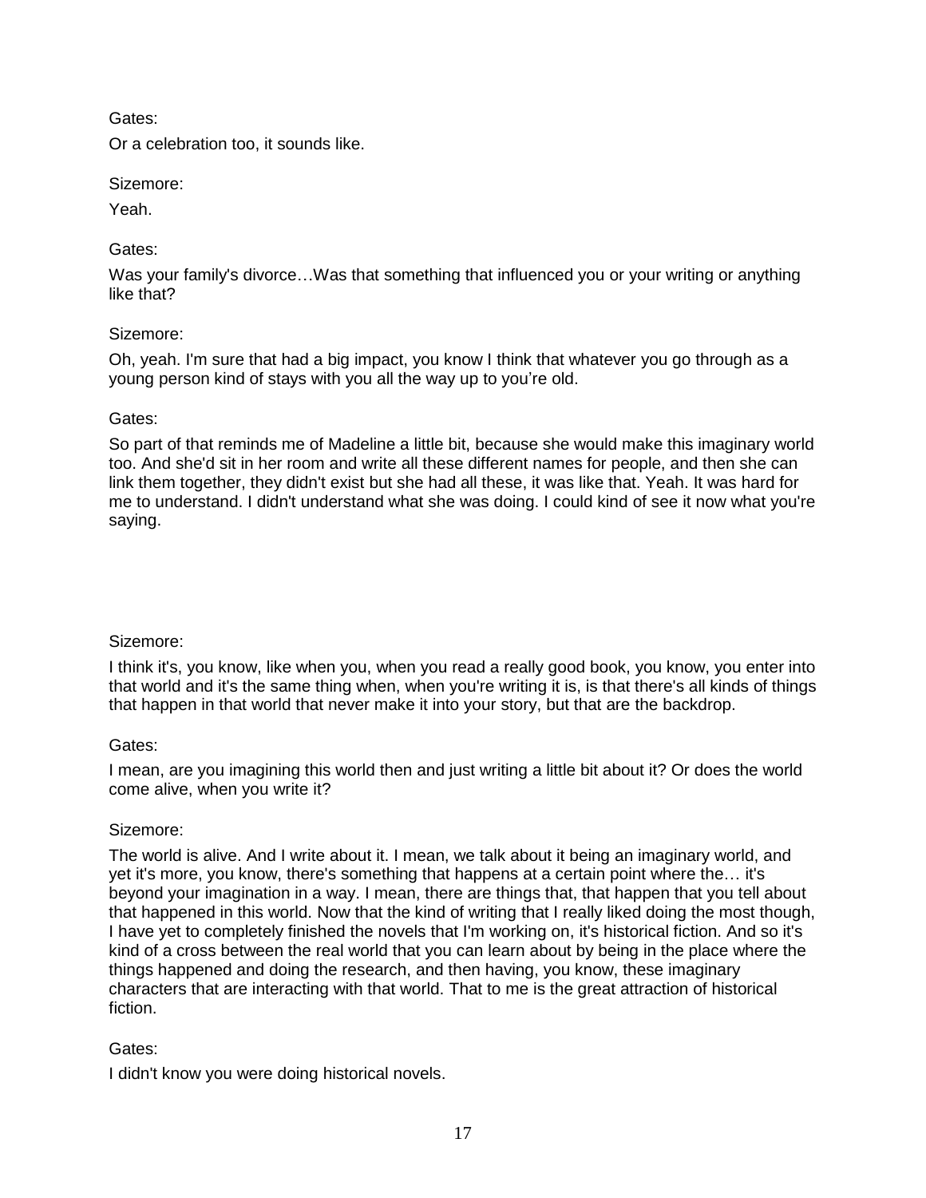Gates:

Or a celebration too, it sounds like.

Sizemore:

Yeah.

Gates:

Was your family's divorce…Was that something that influenced you or your writing or anything like that?

Sizemore:

Oh, yeah. I'm sure that had a big impact, you know I think that whatever you go through as a young person kind of stays with you all the way up to you're old.

Gates:

So part of that reminds me of Madeline a little bit, because she would make this imaginary world too. And she'd sit in her room and write all these different names for people, and then she can link them together, they didn't exist but she had all these, it was like that. Yeah. It was hard for me to understand. I didn't understand what she was doing. I could kind of see it now what you're saying.

Sizemore:

I think it's, you know, like when you, when you read a really good book, you know, you enter into that world and it's the same thing when, when you're writing it is, is that there's all kinds of things that happen in that world that never make it into your story, but that are the backdrop.

Gates:

I mean, are you imagining this world then and just writing a little bit about it? Or does the world come alive, when you write it?

Sizemore:

The world is alive. And I write about it. I mean, we talk about it being an imaginary world, and yet it's more, you know, there's something that happens at a certain point where the… it's beyond your imagination in a way. I mean, there are things that, that happen that you tell about that happened in this world. Now that the kind of writing that I really liked doing the most though, I have yet to completely finished the novels that I'm working on, it's historical fiction. And so it's kind of a cross between the real world that you can learn about by being in the place where the things happened and doing the research, and then having, you know, these imaginary characters that are interacting with that world. That to me is the great attraction of historical fiction.

Gates:

I didn't know you were doing historical novels.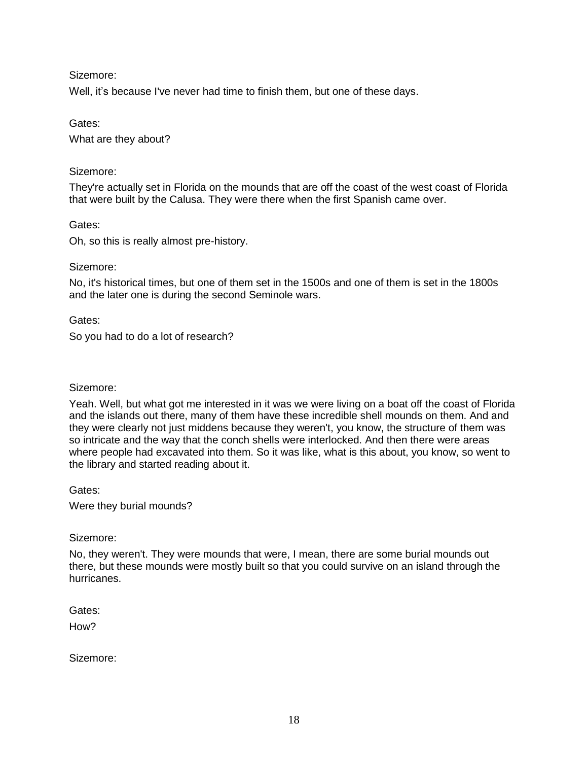Sizemore:

Well, it’s because I've never had time to finish them, but one of these days.

Gates:

What are they about?

Sizemore:

They're actually set in Florida on the mounds that are off the coast of the west coast of Florida that were built by the Calusa. They were there when the first Spanish came over.

Gates:

Oh, so this is really almost pre-history.

Sizemore:

No, it's historical times, but one of them set in the 1500s and one of them is set in the 1800s and the later one is during the second Seminole wars.

Gates:

So you had to do a lot of research?

Sizemore:

Yeah. Well, but what got me interested in it was we were living on a boat off the coast of Florida and the islands out there, many of them have these incredible shell mounds on them. And and they were clearly not just middens because they weren't, you know, the structure of them was so intricate and the way that the conch shells were interlocked. And then there were areas where people had excavated into them. So it was like, what is this about, you know, so went to the library and started reading about it.

Gates:

Were they burial mounds?

Sizemore:

No, they weren't. They were mounds that were, I mean, there are some burial mounds out there, but these mounds were mostly built so that you could survive on an island through the hurricanes.

Gates:

How?

Sizemore: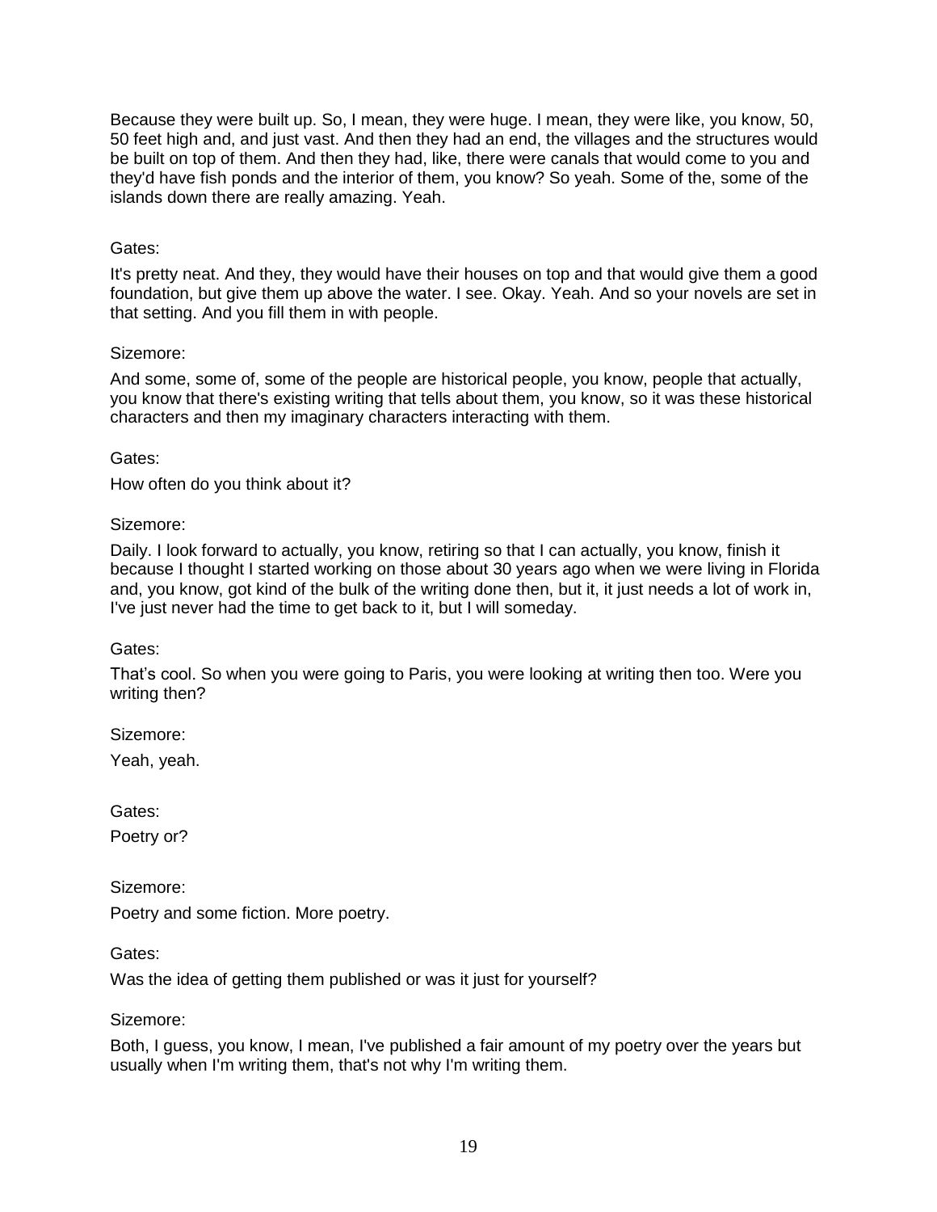Because they were built up. So, I mean, they were huge. I mean, they were like, you know, 50, 50 feet high and, and just vast. And then they had an end, the villages and the structures would be built on top of them. And then they had, like, there were canals that would come to you and they'd have fish ponds and the interior of them, you know? So yeah. Some of the, some of the islands down there are really amazing. Yeah.

Gates:

It's pretty neat. And they, they would have their houses on top and that would give them a good foundation, but give them up above the water. I see. Okay. Yeah. And so your novels are set in that setting. And you fill them in with people.

Sizemore:

And some, some of, some of the people are historical people, you know, people that actually, you know that there's existing writing that tells about them, you know, so it was these historical characters and then my imaginary characters interacting with them.

Gates:

How often do you think about it?

Sizemore:

Daily. I look forward to actually, you know, retiring so that I can actually, you know, finish it because I thought I started working on those about 30 years ago when we were living in Florida and, you know, got kind of the bulk of the writing done then, but it, it just needs a lot of work in, I've just never had the time to get back to it, but I will someday.

Gates:

That's cool. So when you were going to Paris, you were looking at writing then too. Were you writing then?

Sizemore:

Yeah, yeah.

Gates:

Poetry or?

Sizemore:

Poetry and some fiction. More poetry.

Gates:

Was the idea of getting them published or was it just for yourself?

Sizemore:

Both, I guess, you know, I mean, I've published a fair amount of my poetry over the years but usually when I'm writing them, that's not why I'm writing them.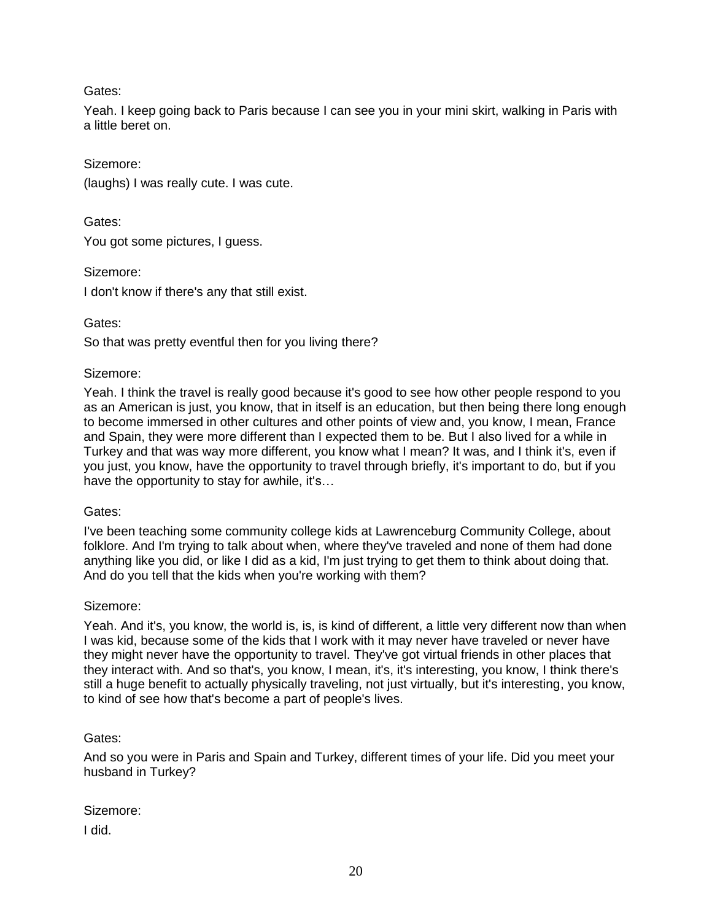Gates:

Yeah. I keep going back to Paris because I can see you in your mini skirt, walking in Paris with a little beret on.

Sizemore:

(laughs) I was really cute. I was cute.

Gates:

You got some pictures, I guess.

Sizemore:

I don't know if there's any that still exist.

Gates:

So that was pretty eventful then for you living there?

Sizemore:

Yeah. I think the travel is really good because it's good to see how other people respond to you as an American is just, you know, that in itself is an education, but then being there long enough to become immersed in other cultures and other points of view and, you know, I mean, France and Spain, they were more different than I expected them to be. But I also lived for a while in Turkey and that was way more different, you know what I mean? It was, and I think it's, even if you just, you know, have the opportunity to travel through briefly, it's important to do, but if you have the opportunity to stay for awhile, it's…

Gates:

I've been teaching some community college kids at Lawrenceburg Community College, about folklore. And I'm trying to talk about when, where they've traveled and none of them had done anything like you did, or like I did as a kid, I'm just trying to get them to think about doing that. And do you tell that the kids when you're working with them?

Sizemore:

Yeah. And it's, you know, the world is, is, is kind of different, a little very different now than when I was kid, because some of the kids that I work with it may never have traveled or never have they might never have the opportunity to travel. They've got virtual friends in other places that they interact with. And so that's, you know, I mean, it's, it's interesting, you know, I think there's still a huge benefit to actually physically traveling, not just virtually, but it's interesting, you know, to kind of see how that's become a part of people's lives.

Gates:

And so you were in Paris and Spain and Turkey, different times of your life. Did you meet your husband in Turkey?

Sizemore:

I did.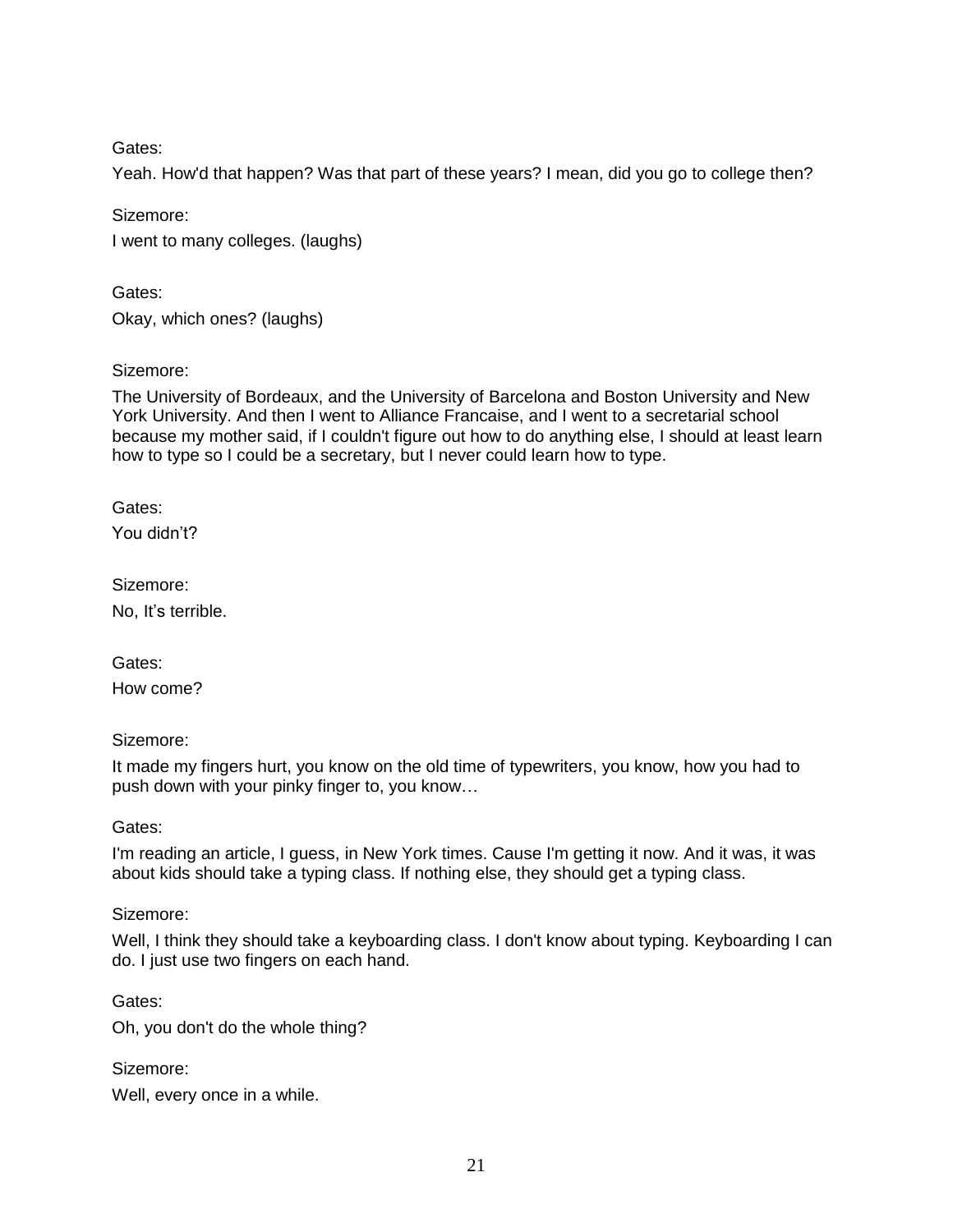Gates:

Yeah. How'd that happen? Was that part of these years? I mean, did you go to college then?

Sizemore:

I went to many colleges. (laughs)

Gates:

Okay, which ones? (laughs)

Sizemore:

The University of Bordeaux, and the University of Barcelona and Boston University and New York University. And then I went to Alliance Francaise, and I went to a secretarial school because my mother said, if I couldn't figure out how to do anything else, I should at least learn how to type so I could be a secretary, but I never could learn how to type.

Gates:

You didn't?

Sizemore:

No, It's terrible.

Gates:

How come?

Sizemore:

It made my fingers hurt, you know on the old time of typewriters, you know, how you had to push down with your pinky finger to, you know…

Gates:

I'm reading an article, I guess, in New York times. Cause I'm getting it now. And it was, it was about kids should take a typing class. If nothing else, they should get a typing class.

Sizemore:

Well, I think they should take a keyboarding class. I don't know about typing. Keyboarding I can do. I just use two fingers on each hand.

Gates:

Oh, you don't do the whole thing?

Sizemore:

Well, every once in a while.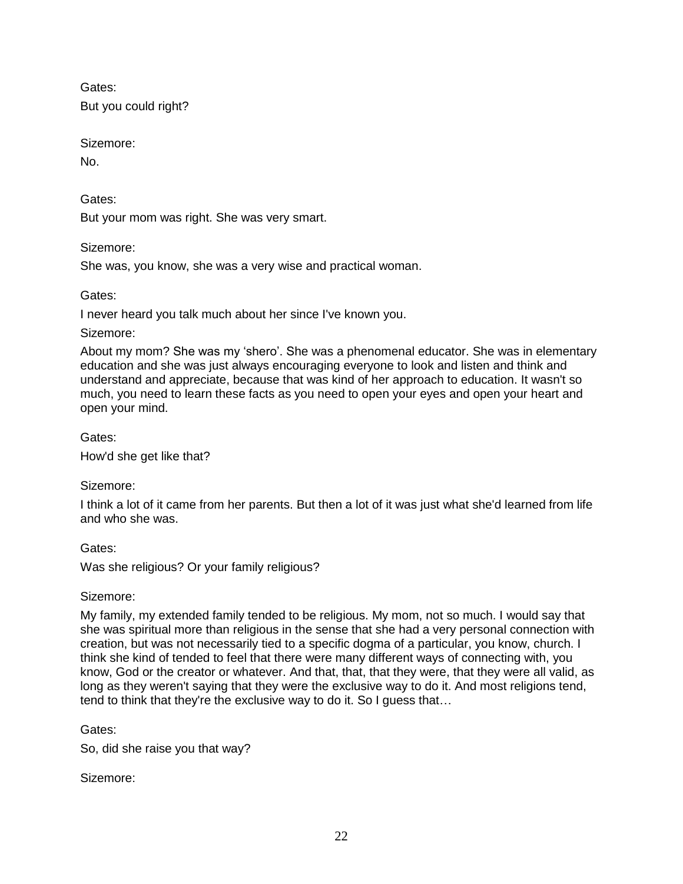Gates:

But you could right?

Sizemore:

No.

Gates:

But your mom was right. She was very smart.

Sizemore:

She was, you know, she was a very wise and practical woman.

Gates:

I never heard you talk much about her since I've known you.

Sizemore:

About my mom? She was my 'shero'. She was a phenomenal educator. She was in elementary education and she was just always encouraging everyone to look and listen and think and understand and appreciate, because that was kind of her approach to education. It wasn't so much, you need to learn these facts as you need to open your eyes and open your heart and open your mind.

Gates:

How'd she get like that?

Sizemore:

I think a lot of it came from her parents. But then a lot of it was just what she'd learned from life and who she was.

Gates:

Was she religious? Or your family religious?

Sizemore:

My family, my extended family tended to be religious. My mom, not so much. I would say that she was spiritual more than religious in the sense that she had a very personal connection with creation, but was not necessarily tied to a specific dogma of a particular, you know, church. I think she kind of tended to feel that there were many different ways of connecting with, you know, God or the creator or whatever. And that, that, that they were, that they were all valid, as long as they weren't saying that they were the exclusive way to do it. And most religions tend, tend to think that they're the exclusive way to do it. So I guess that…

Gates:

So, did she raise you that way?

Sizemore: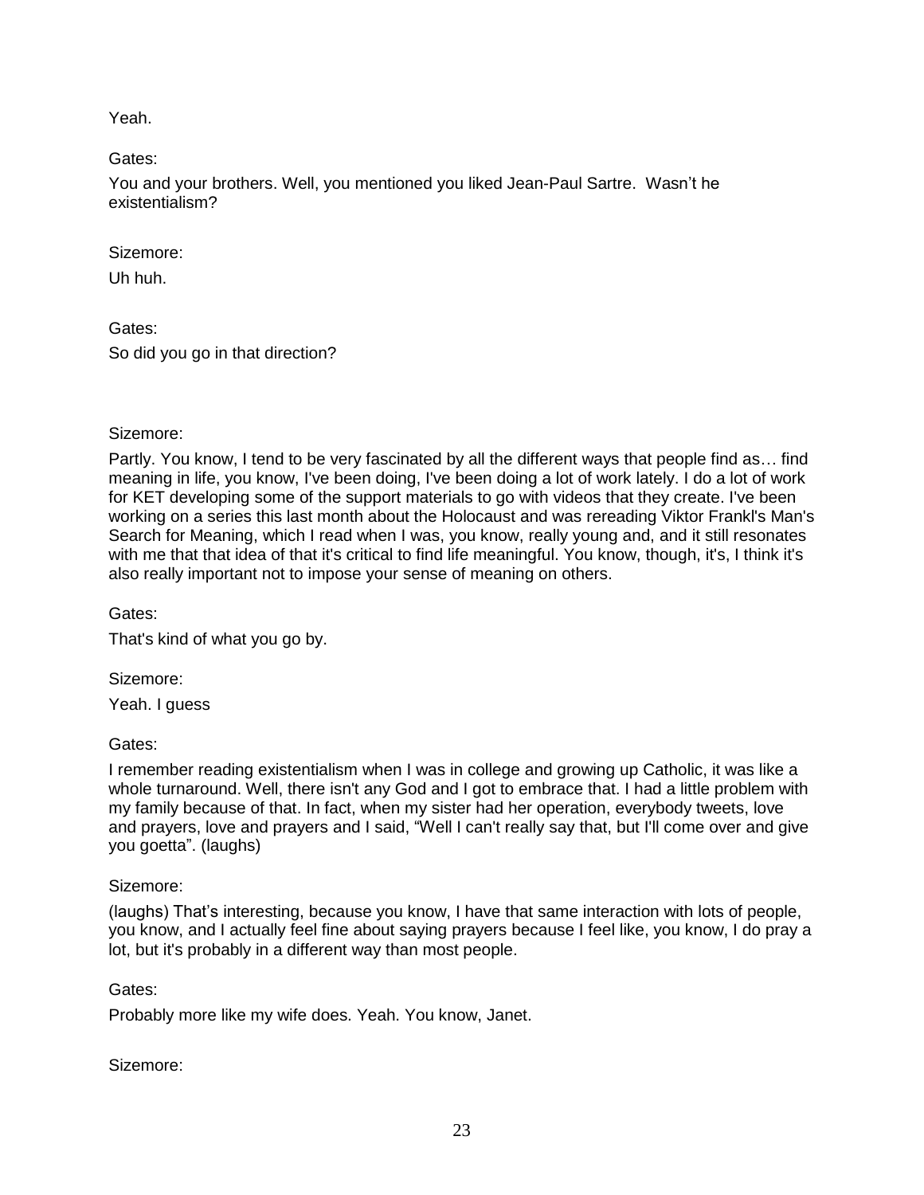Yeah.

Gates:

You and your brothers. Well, you mentioned you liked Jean-Paul Sartre. Wasn't he existentialism?

Sizemore:

Uh huh.

Gates:

So did you go in that direction?

Sizemore:

Partly. You know, I tend to be very fascinated by all the different ways that people find as… find meaning in life, you know, I've been doing, I've been doing a lot of work lately. I do a lot of work for KET developing some of the support materials to go with videos that they create. I've been working on a series this last month about the Holocaust and was rereading Viktor Frankl's Man's Search for Meaning, which I read when I was, you know, really young and, and it still resonates with me that that idea of that it's critical to find life meaningful. You know, though, it's, I think it's also really important not to impose your sense of meaning on others.

Gates:

That's kind of what you go by.

Sizemore:

Yeah. I guess

Gates:

I remember reading existentialism when I was in college and growing up Catholic, it was like a whole turnaround. Well, there isn't any God and I got to embrace that. I had a little problem with my family because of that. In fact, when my sister had her operation, everybody tweets, love and prayers, love and prayers and I said, "Well I can't really say that, but I'll come over and give you goetta". (laughs)

Sizemore:

(laughs) That's interesting, because you know, I have that same interaction with lots of people, you know, and I actually feel fine about saying prayers because I feel like, you know, I do pray a lot, but it's probably in a different way than most people.

Gates:

Probably more like my wife does. Yeah. You know, Janet.

Sizemore: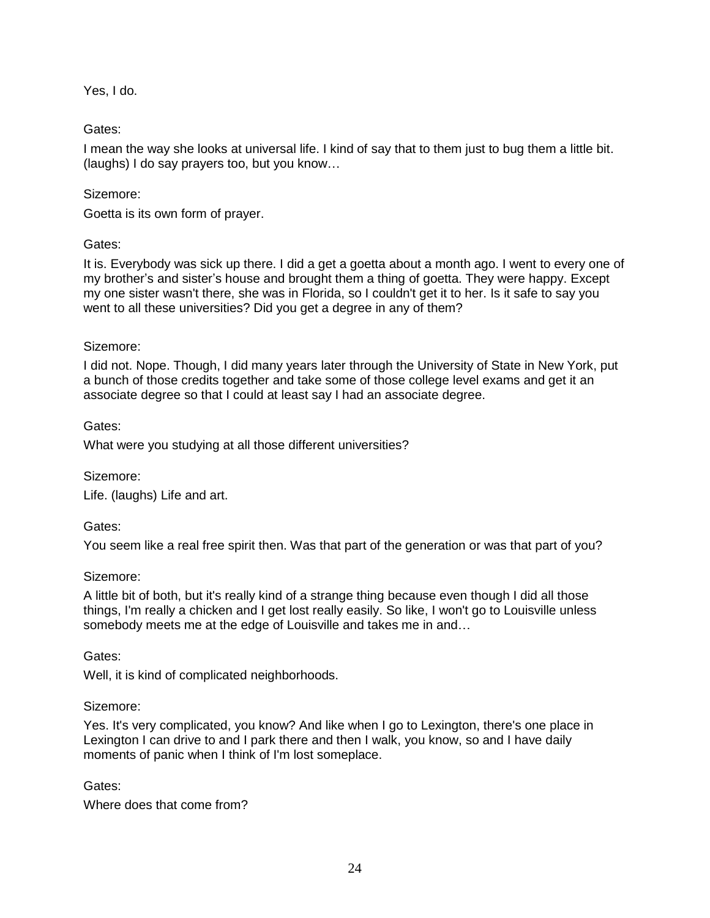Yes, I do.

Gates:

I mean the way she looks at universal life. I kind of say that to them just to bug them a little bit. (laughs) I do say prayers too, but you know…

Sizemore:

Goetta is its own form of prayer.

Gates:

It is. Everybody was sick up there. I did a get a goetta about a month ago. I went to every one of my brother's and sister's house and brought them a thing of goetta. They were happy. Except my one sister wasn't there, she was in Florida, so I couldn't get it to her. Is it safe to say you went to all these universities? Did you get a degree in any of them?

Sizemore:

I did not. Nope. Though, I did many years later through the University of State in New York, put a bunch of those credits together and take some of those college level exams and get it an associate degree so that I could at least say I had an associate degree.

Gates:

What were you studying at all those different universities?

Sizemore:

Life. (laughs) Life and art.

Gates:

You seem like a real free spirit then. Was that part of the generation or was that part of you?

Sizemore:

A little bit of both, but it's really kind of a strange thing because even though I did all those things, I'm really a chicken and I get lost really easily. So like, I won't go to Louisville unless somebody meets me at the edge of Louisville and takes me in and…

Gates:

Well, it is kind of complicated neighborhoods.

Sizemore:

Yes. It's very complicated, you know? And like when I go to Lexington, there's one place in Lexington I can drive to and I park there and then I walk, you know, so and I have daily moments of panic when I think of I'm lost someplace.

Gates:

Where does that come from?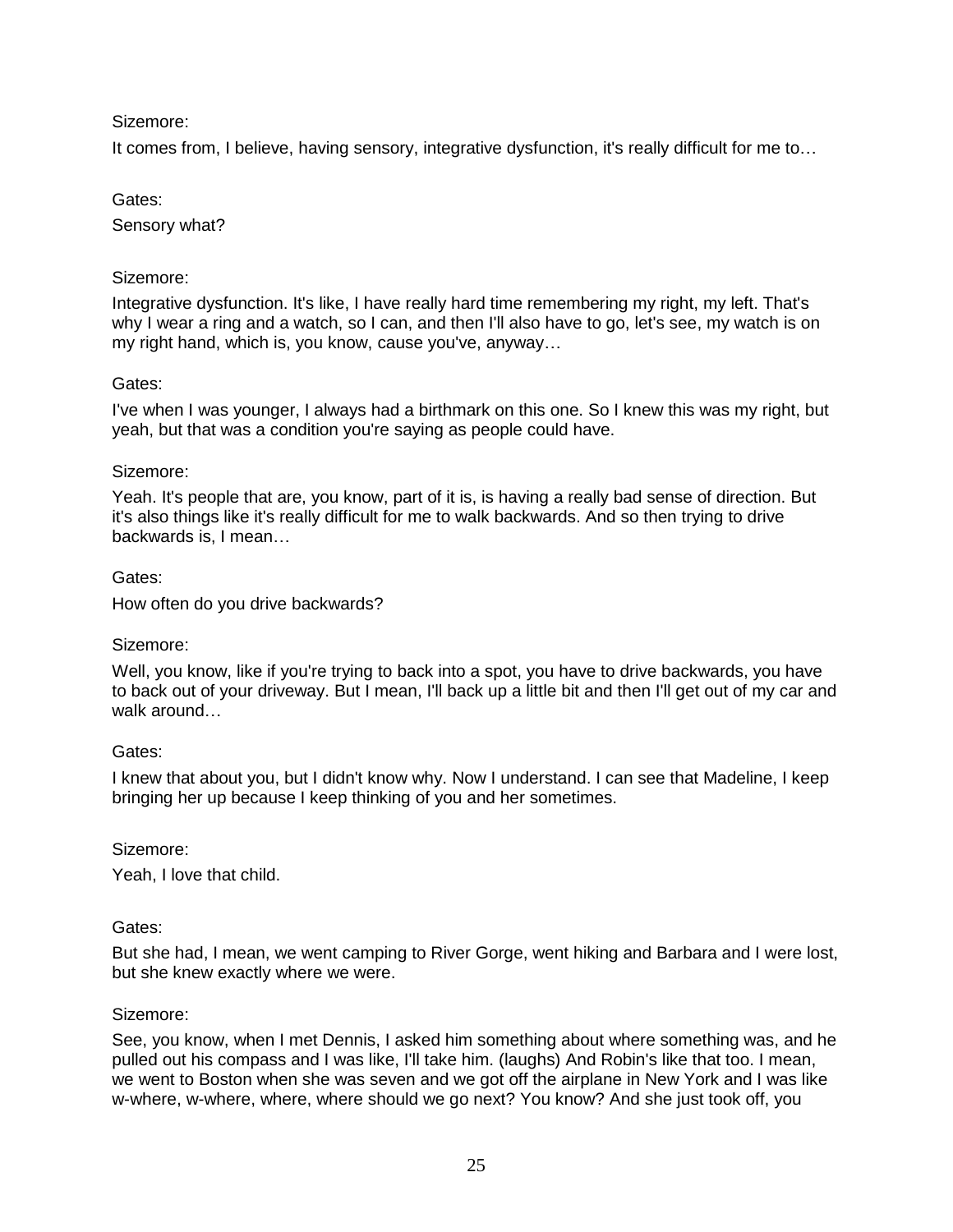Sizemore:

It comes from, I believe, having sensory, integrative dysfunction, it's really difficult for me to…

Gates:

Sensory what?

Sizemore:

Integrative dysfunction. It's like, I have really hard time remembering my right, my left. That's why I wear a ring and a watch, so I can, and then I'll also have to go, let's see, my watch is on my right hand, which is, you know, cause you've, anyway…

Gates:

I've when I was younger, I always had a birthmark on this one. So I knew this was my right, but yeah, but that was a condition you're saying as people could have.

Sizemore:

Yeah. It's people that are, you know, part of it is, is having a really bad sense of direction. But it's also things like it's really difficult for me to walk backwards. And so then trying to drive backwards is, I mean…

Gates:

How often do you drive backwards?

Sizemore:

Well, you know, like if you're trying to back into a spot, you have to drive backwards, you have to back out of your driveway. But I mean, I'll back up a little bit and then I'll get out of my car and walk around…

Gates:

I knew that about you, but I didn't know why. Now I understand. I can see that Madeline, I keep bringing her up because I keep thinking of you and her sometimes.

Sizemore:

Yeah, I love that child.

Gates:

But she had, I mean, we went camping to River Gorge, went hiking and Barbara and I were lost, but she knew exactly where we were.

Sizemore:

See, you know, when I met Dennis, I asked him something about where something was, and he pulled out his compass and I was like, I'll take him. (laughs) And Robin's like that too. I mean, we went to Boston when she was seven and we got off the airplane in New York and I was like w-where, w-where, where, where should we go next? You know? And she just took off, you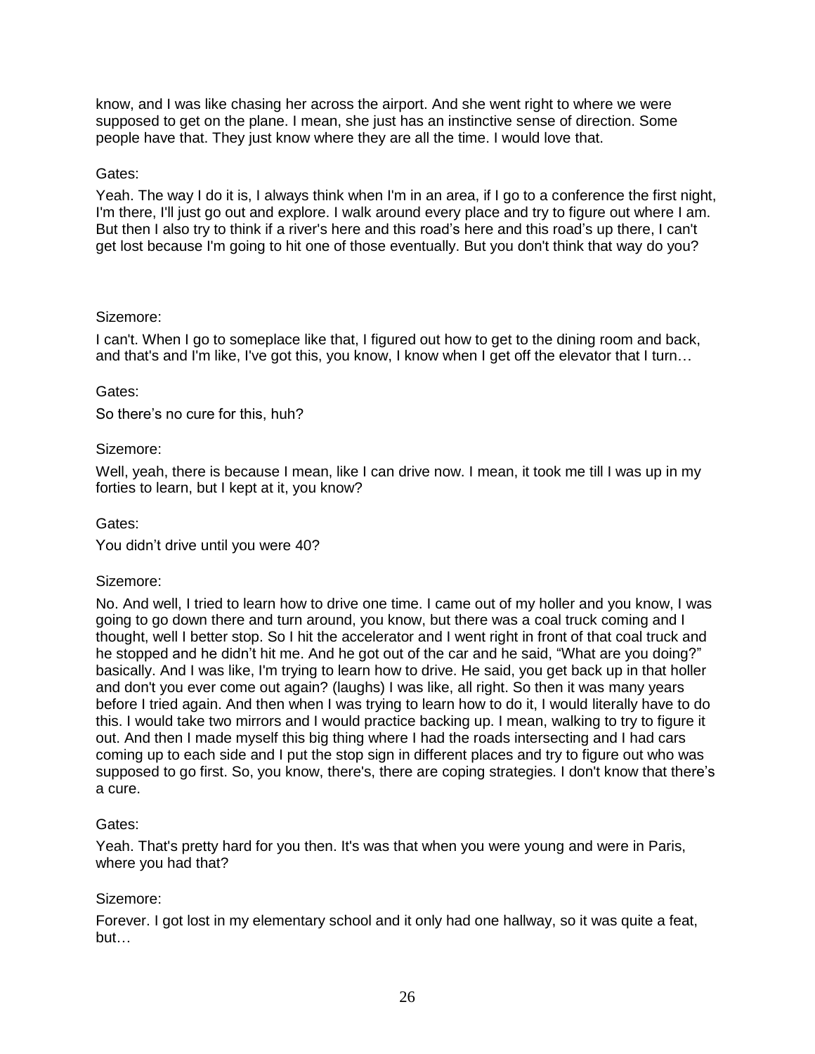know, and I was like chasing her across the airport. And she went right to where we were supposed to get on the plane. I mean, she just has an instinctive sense of direction. Some people have that. They just know where they are all the time. I would love that.

Gates:

Yeah. The way I do it is, I always think when I'm in an area, if I go to a conference the first night, I'm there, I'll just go out and explore. I walk around every place and try to figure out where I am. But then I also try to think if a river's here and this road's here and this road's up there, I can't get lost because I'm going to hit one of those eventually. But you don't think that way do you?

Sizemore:

I can't. When I go to someplace like that, I figured out how to get to the dining room and back, and that's and I'm like, I've got this, you know, I know when I get off the elevator that I turn…

Gates:

So there's no cure for this, huh?

Sizemore:

Well, yeah, there is because I mean, like I can drive now. I mean, it took me till I was up in my forties to learn, but I kept at it, you know?

Gates:

You didn't drive until you were 40?

Sizemore:

No. And well, I tried to learn how to drive one time. I came out of my holler and you know, I was going to go down there and turn around, you know, but there was a coal truck coming and I thought, well I better stop. So I hit the accelerator and I went right in front of that coal truck and he stopped and he didn't hit me. And he got out of the car and he said, "What are you doing?" basically. And I was like, I'm trying to learn how to drive. He said, you get back up in that holler and don't you ever come out again? (laughs) I was like, all right. So then it was many years before I tried again. And then when I was trying to learn how to do it, I would literally have to do this. I would take two mirrors and I would practice backing up. I mean, walking to try to figure it out. And then I made myself this big thing where I had the roads intersecting and I had cars coming up to each side and I put the stop sign in different places and try to figure out who was supposed to go first. So, you know, there's, there are coping strategies. I don't know that there's a cure.

Gates:

Yeah. That's pretty hard for you then. It's was that when you were young and were in Paris, where you had that?

Sizemore:

Forever. I got lost in my elementary school and it only had one hallway, so it was quite a feat, but…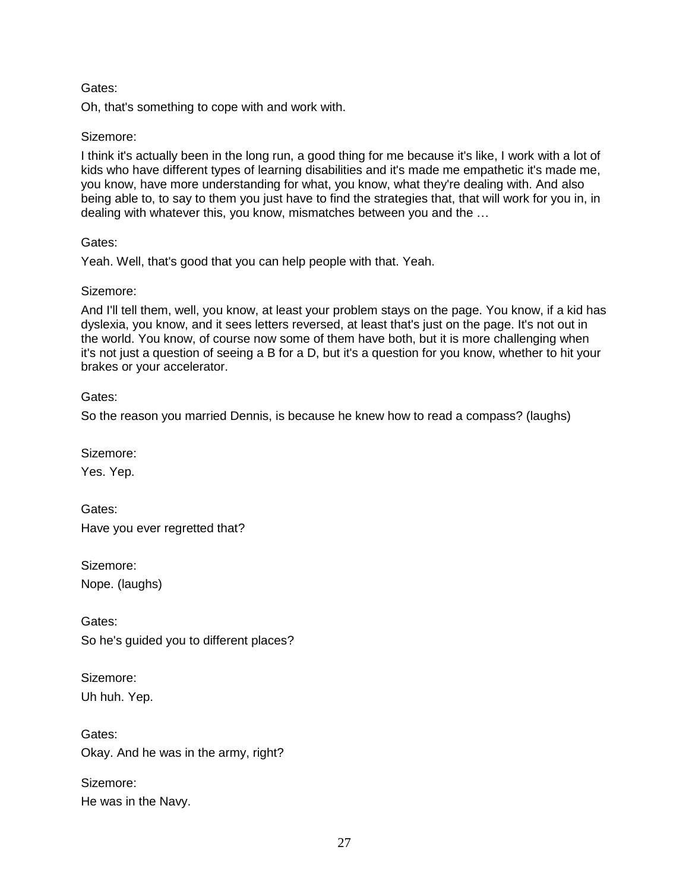Gates:

Oh, that's something to cope with and work with.

Sizemore:

I think it's actually been in the long run, a good thing for me because it's like, I work with a lot of kids who have different types of learning disabilities and it's made me empathetic it's made me, you know, have more understanding for what, you know, what they're dealing with. And also being able to, to say to them you just have to find the strategies that, that will work for you in, in dealing with whatever this, you know, mismatches between you and the …

Gates:

Yeah. Well, that's good that you can help people with that. Yeah.

Sizemore:

And I'll tell them, well, you know, at least your problem stays on the page. You know, if a kid has dyslexia, you know, and it sees letters reversed, at least that's just on the page. It's not out in the world. You know, of course now some of them have both, but it is more challenging when it's not just a question of seeing a B for a D, but it's a question for you know, whether to hit your brakes or your accelerator.

Gates:

So the reason you married Dennis, is because he knew how to read a compass? (laughs)

Sizemore:

Yes. Yep.

Gates:

Have you ever regretted that?

Sizemore:

Nope. (laughs)

Gates:

So he's guided you to different places?

Sizemore:

Uh huh. Yep.

Gates:

Okay. And he was in the army, right?

Sizemore:

He was in the Navy.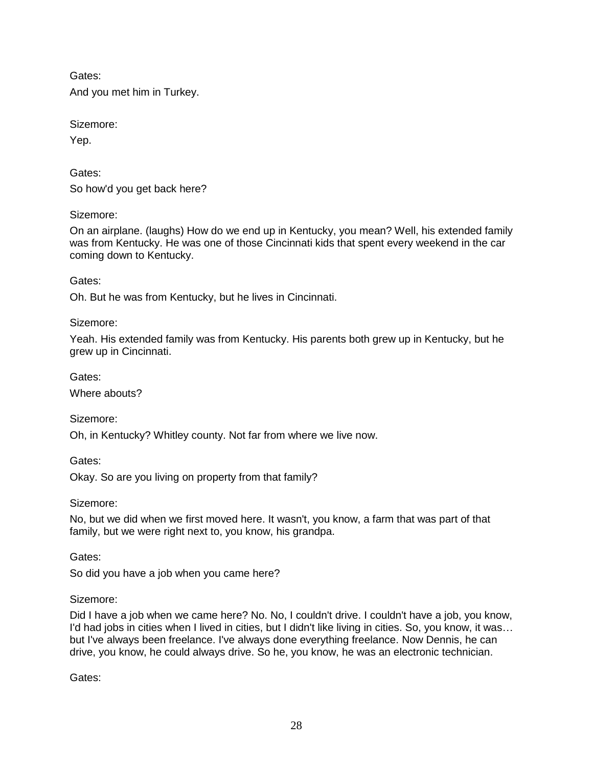Gates:

And you met him in Turkey.

Sizemore:

Yep.

Gates:

So how'd you get back here?

Sizemore:

On an airplane. (laughs) How do we end up in Kentucky, you mean? Well, his extended family was from Kentucky. He was one of those Cincinnati kids that spent every weekend in the car coming down to Kentucky.

Gates:

Oh. But he was from Kentucky, but he lives in Cincinnati.

Sizemore:

Yeah. His extended family was from Kentucky. His parents both grew up in Kentucky, but he grew up in Cincinnati.

Gates:

Where abouts?

Sizemore:

Oh, in Kentucky? Whitley county. Not far from where we live now.

Gates:

Okay. So are you living on property from that family?

Sizemore:

No, but we did when we first moved here. It wasn't, you know, a farm that was part of that family, but we were right next to, you know, his grandpa.

Gates:

So did you have a job when you came here?

Sizemore:

Did I have a job when we came here? No. No, I couldn't drive. I couldn't have a job, you know, I'd had jobs in cities when I lived in cities, but I didn't like living in cities. So, you know, it was… but I've always been freelance. I've always done everything freelance. Now Dennis, he can drive, you know, he could always drive. So he, you know, he was an electronic technician.

Gates: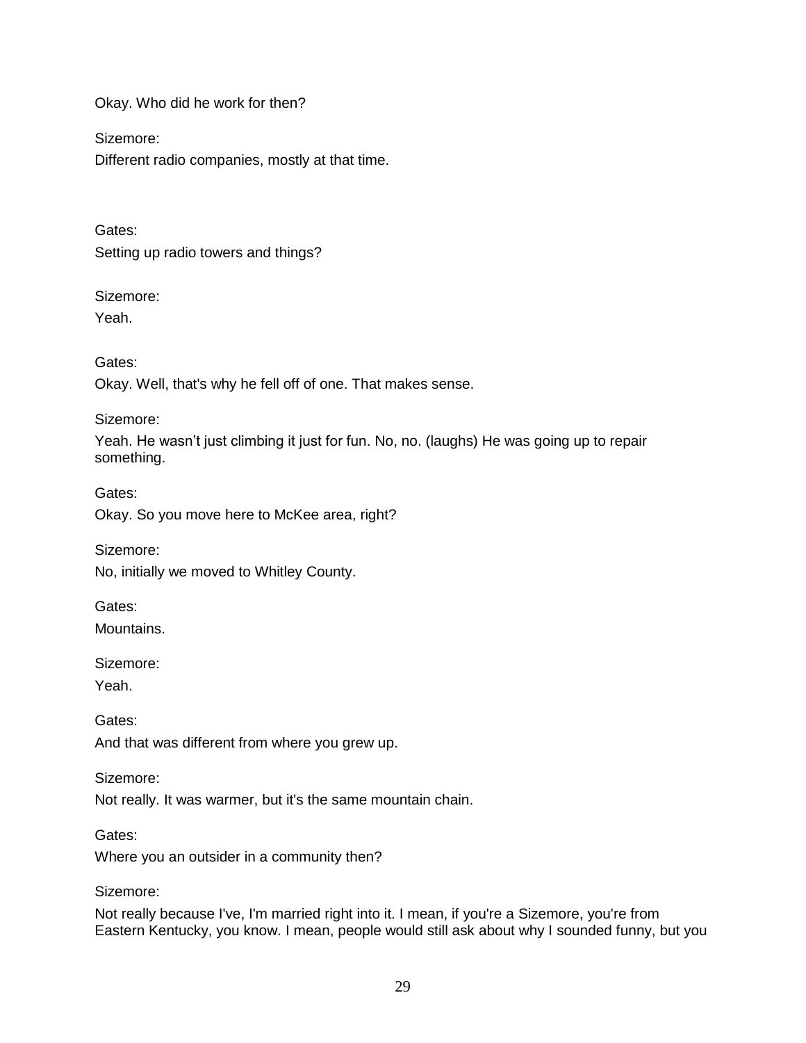Okay. Who did he work for then?

Sizemore:

Different radio companies, mostly at that time.

Gates:

Setting up radio towers and things?

Sizemore:

Yeah.

Gates:

Okay. Well, that's why he fell off of one. That makes sense.

Sizemore:

Yeah. He wasn't just climbing it just for fun. No, no. (laughs) He was going up to repair something.

Gates:

Okay. So you move here to McKee area, right?

Sizemore:

No, initially we moved to Whitley County.

Gates:

Mountains.

Sizemore:

Yeah.

Gates:

And that was different from where you grew up.

Sizemore:

Not really. It was warmer, but it's the same mountain chain.

Gates:

Where you an outsider in a community then?

Sizemore:

Not really because I've, I'm married right into it. I mean, if you're a Sizemore, you're from Eastern Kentucky, you know. I mean, people would still ask about why I sounded funny, but you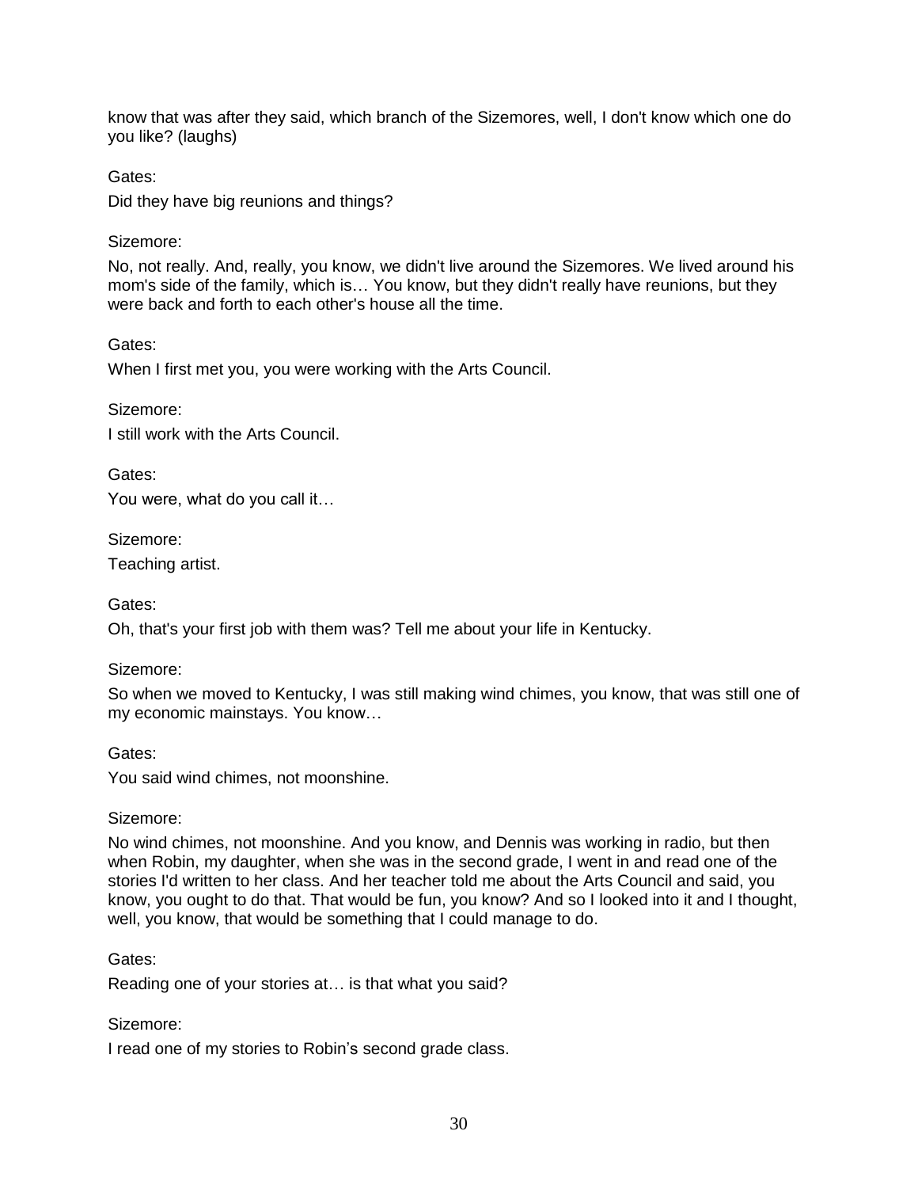know that was after they said, which branch of the Sizemores, well, I don't know which one do you like? (laughs)

Gates:

Did they have big reunions and things?

Sizemore:

No, not really. And, really, you know, we didn't live around the Sizemores. We lived around his mom's side of the family, which is… You know, but they didn't really have reunions, but they were back and forth to each other's house all the time.

Gates:

When I first met you, you were working with the Arts Council.

Sizemore:

I still work with the Arts Council.

Gates:

You were, what do you call it…

Sizemore:

Teaching artist.

Gates:

Oh, that's your first job with them was? Tell me about your life in Kentucky.

Sizemore:

So when we moved to Kentucky, I was still making wind chimes, you know, that was still one of my economic mainstays. You know…

Gates:

You said wind chimes, not moonshine.

Sizemore:

No wind chimes, not moonshine. And you know, and Dennis was working in radio, but then when Robin, my daughter, when she was in the second grade, I went in and read one of the stories I'd written to her class. And her teacher told me about the Arts Council and said, you know, you ought to do that. That would be fun, you know? And so I looked into it and I thought, well, you know, that would be something that I could manage to do.

Gates:

Reading one of your stories at… is that what you said?

Sizemore:

I read one of my stories to Robin's second grade class.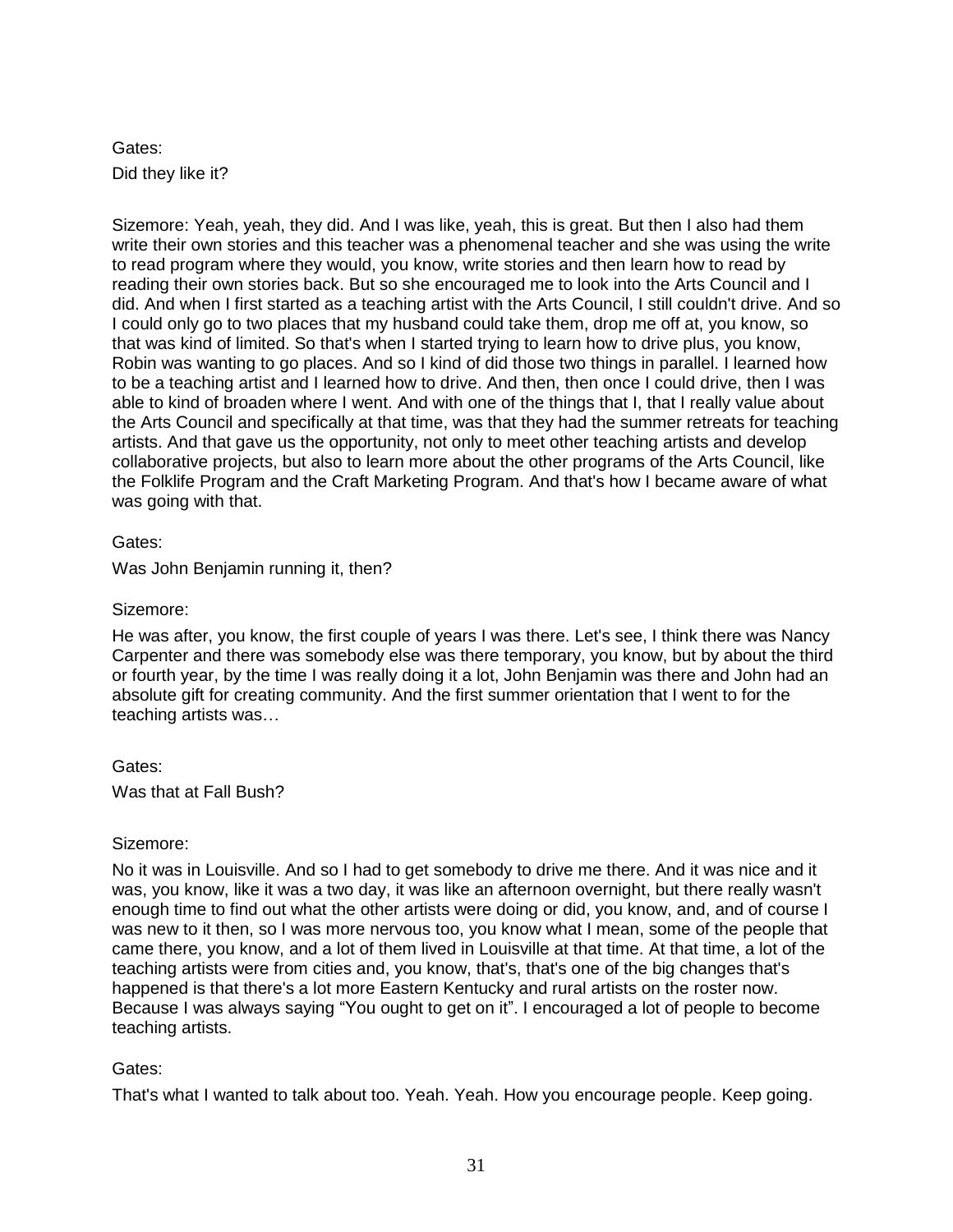Gates:

Did they like it?

Sizemore: Yeah, yeah, they did. And I was like, yeah, this is great. But then I also had them write their own stories and this teacher was a phenomenal teacher and she was using the write to read program where they would, you know, write stories and then learn how to read by reading their own stories back. But so she encouraged me to look into the Arts Council and I did. And when I first started as a teaching artist with the Arts Council, I still couldn't drive. And so I could only go to two places that my husband could take them, drop me off at, you know, so that was kind of limited. So that's when I started trying to learn how to drive plus, you know, Robin was wanting to go places. And so I kind of did those two things in parallel. I learned how to be a teaching artist and I learned how to drive. And then, then once I could drive, then I was able to kind of broaden where I went. And with one of the things that I, that I really value about the Arts Council and specifically at that time, was that they had the summer retreats for teaching artists. And that gave us the opportunity, not only to meet other teaching artists and develop collaborative projects, but also to learn more about the other programs of the Arts Council, like the Folklife Program and the Craft Marketing Program. And that's how I became aware of what was going with that.

Gates:

Was John Benjamin running it, then?

Sizemore:

He was after, you know, the first couple of years I was there. Let's see, I think there was Nancy Carpenter and there was somebody else was there temporary, you know, but by about the third or fourth year, by the time I was really doing it a lot, John Benjamin was there and John had an absolute gift for creating community. And the first summer orientation that I went to for the teaching artists was…

Gates:

Was that at Fall Bush?

Sizemore:

No it was in Louisville. And so I had to get somebody to drive me there. And it was nice and it was, you know, like it was a two day, it was like an afternoon overnight, but there really wasn't enough time to find out what the other artists were doing or did, you know, and, and of course I was new to it then, so I was more nervous too, you know what I mean, some of the people that came there, you know, and a lot of them lived in Louisville at that time. At that time, a lot of the teaching artists were from cities and, you know, that's, that's one of the big changes that's happened is that there's a lot more Eastern Kentucky and rural artists on the roster now. Because I was always saying "You ought to get on it". I encouraged a lot of people to become teaching artists.

Gates:

That's what I wanted to talk about too. Yeah. Yeah. How you encourage people. Keep going.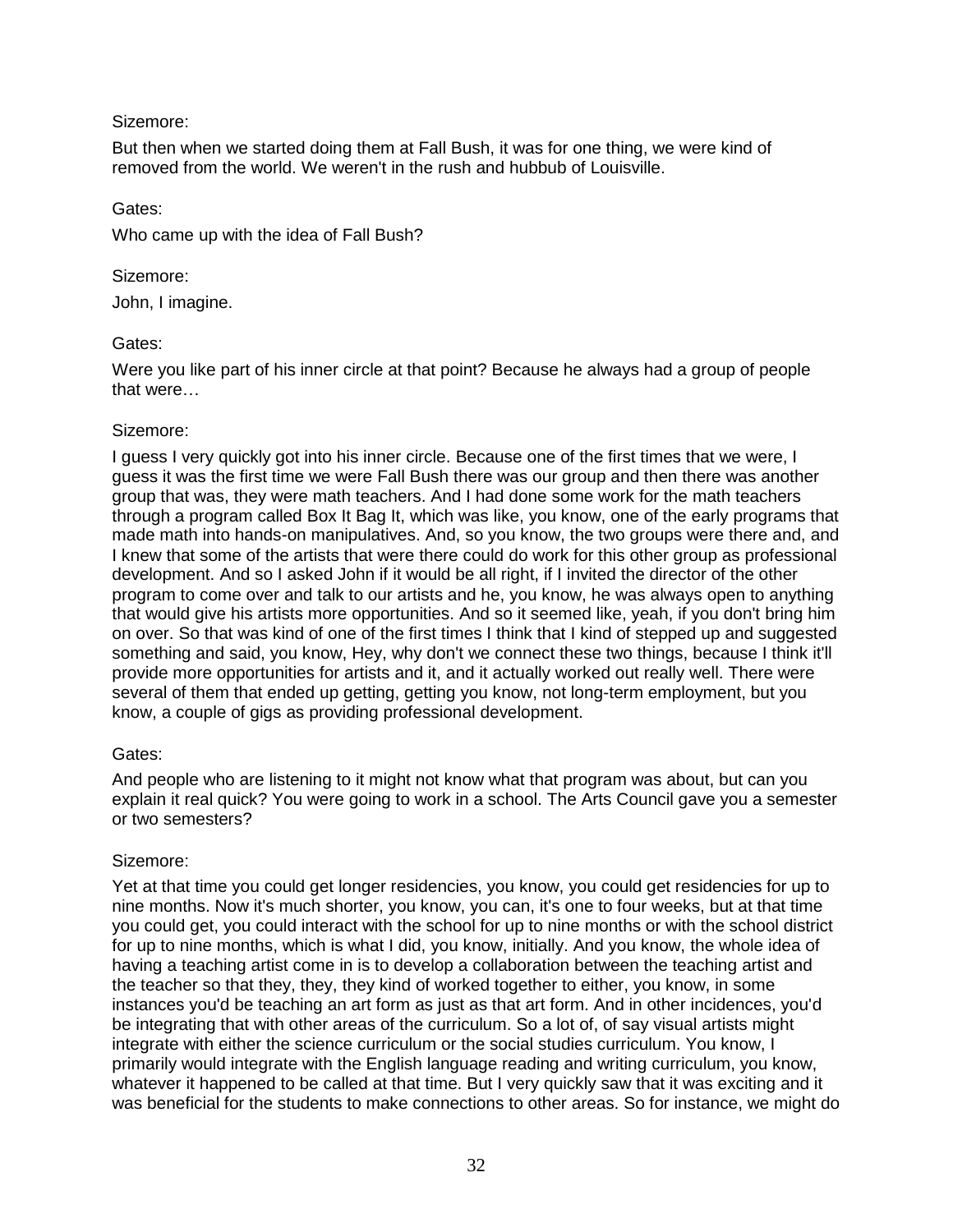Sizemore:

But then when we started doing them at Fall Bush, it was for one thing, we were kind of removed from the world. We weren't in the rush and hubbub of Louisville.

Gates:

Who came up with the idea of Fall Bush?

Sizemore:

John, I imagine.

Gates:

Were you like part of his inner circle at that point? Because he always had a group of people that were…

Sizemore:

I guess I very quickly got into his inner circle. Because one of the first times that we were, I guess it was the first time we were Fall Bush there was our group and then there was another group that was, they were math teachers. And I had done some work for the math teachers through a program called Box It Bag It, which was like, you know, one of the early programs that made math into hands-on manipulatives. And, so you know, the two groups were there and, and I knew that some of the artists that were there could do work for this other group as professional development. And so I asked John if it would be all right, if I invited the director of the other program to come over and talk to our artists and he, you know, he was always open to anything that would give his artists more opportunities. And so it seemed like, yeah, if you don't bring him on over. So that was kind of one of the first times I think that I kind of stepped up and suggested something and said, you know, Hey, why don't we connect these two things, because I think it'll provide more opportunities for artists and it, and it actually worked out really well. There were several of them that ended up getting, getting you know, not long-term employment, but you know, a couple of gigs as providing professional development.

Gates:

And people who are listening to it might not know what that program was about, but can you explain it real quick? You were going to work in a school. The Arts Council gave you a semester or two semesters?

Sizemore:

Yet at that time you could get longer residencies, you know, you could get residencies for up to nine months. Now it's much shorter, you know, you can, it's one to four weeks, but at that time you could get, you could interact with the school for up to nine months or with the school district for up to nine months, which is what I did, you know, initially. And you know, the whole idea of having a teaching artist come in is to develop a collaboration between the teaching artist and the teacher so that they, they, they kind of worked together to either, you know, in some instances you'd be teaching an art form as just as that art form. And in other incidences, you'd be integrating that with other areas of the curriculum. So a lot of, of say visual artists might integrate with either the science curriculum or the social studies curriculum. You know, I primarily would integrate with the English language reading and writing curriculum, you know, whatever it happened to be called at that time. But I very quickly saw that it was exciting and it was beneficial for the students to make connections to other areas. So for instance, we might do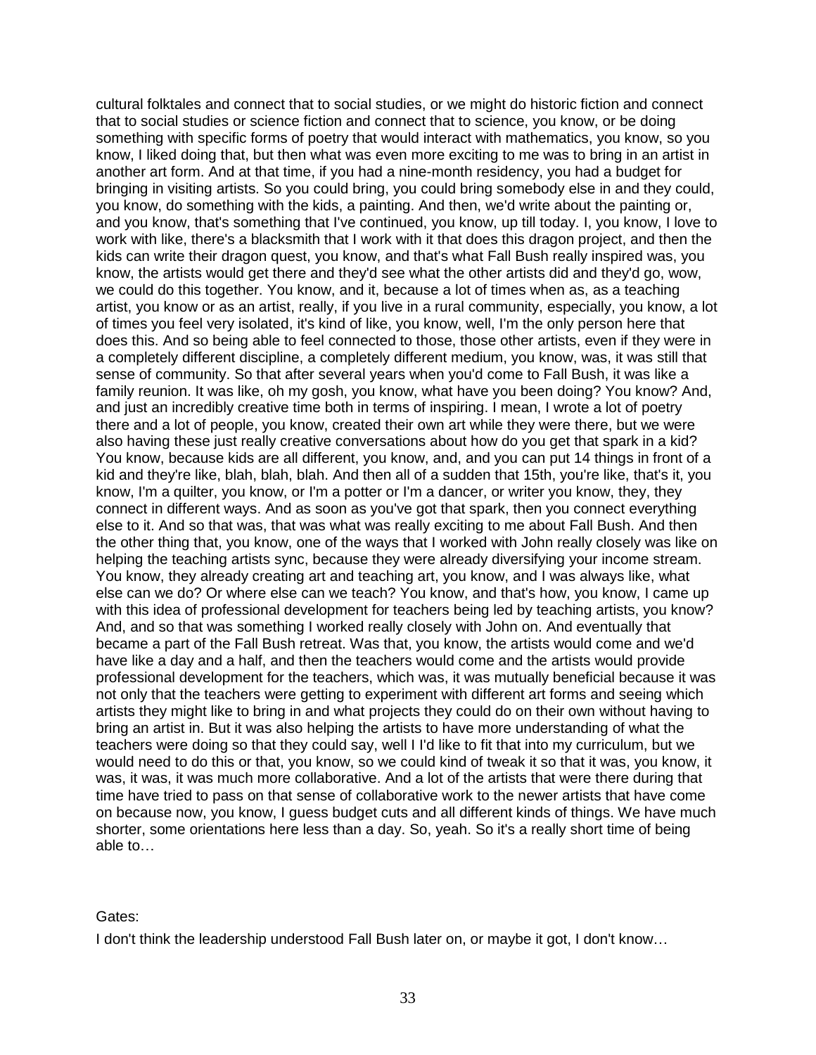cultural folktales and connect that to social studies, or we might do historic fiction and connect that to social studies or science fiction and connect that to science, you know, or be doing something with specific forms of poetry that would interact with mathematics, you know, so you know, I liked doing that, but then what was even more exciting to me was to bring in an artist in another art form. And at that time, if you had a nine-month residency, you had a budget for bringing in visiting artists. So you could bring, you could bring somebody else in and they could, you know, do something with the kids, a painting. And then, we'd write about the painting or, and you know, that's something that I've continued, you know, up till today. I, you know, I love to work with like, there's a blacksmith that I work with it that does this dragon project, and then the kids can write their dragon quest, you know, and that's what Fall Bush really inspired was, you know, the artists would get there and they'd see what the other artists did and they'd go, wow, we could do this together. You know, and it, because a lot of times when as, as a teaching artist, you know or as an artist, really, if you live in a rural community, especially, you know, a lot of times you feel very isolated, it's kind of like, you know, well, I'm the only person here that does this. And so being able to feel connected to those, those other artists, even if they were in a completely different discipline, a completely different medium, you know, was, it was still that sense of community. So that after several years when you'd come to Fall Bush, it was like a family reunion. It was like, oh my gosh, you know, what have you been doing? You know? And, and just an incredibly creative time both in terms of inspiring. I mean, I wrote a lot of poetry there and a lot of people, you know, created their own art while they were there, but we were also having these just really creative conversations about how do you get that spark in a kid? You know, because kids are all different, you know, and, and you can put 14 things in front of a kid and they're like, blah, blah, blah. And then all of a sudden that 15th, you're like, that's it, you know, I'm a quilter, you know, or I'm a potter or I'm a dancer, or writer you know, they, they connect in different ways. And as soon as you've got that spark, then you connect everything else to it. And so that was, that was what was really exciting to me about Fall Bush. And then the other thing that, you know, one of the ways that I worked with John really closely was like on helping the teaching artists sync, because they were already diversifying your income stream. You know, they already creating art and teaching art, you know, and I was always like, what else can we do? Or where else can we teach? You know, and that's how, you know, I came up with this idea of professional development for teachers being led by teaching artists, you know? And, and so that was something I worked really closely with John on. And eventually that became a part of the Fall Bush retreat. Was that, you know, the artists would come and we'd have like a day and a half, and then the teachers would come and the artists would provide professional development for the teachers, which was, it was mutually beneficial because it was not only that the teachers were getting to experiment with different art forms and seeing which artists they might like to bring in and what projects they could do on their own without having to bring an artist in. But it was also helping the artists to have more understanding of what the teachers were doing so that they could say, well I I'd like to fit that into my curriculum, but we would need to do this or that, you know, so we could kind of tweak it so that it was, you know, it was, it was, it was much more collaborative. And a lot of the artists that were there during that time have tried to pass on that sense of collaborative work to the newer artists that have come on because now, you know, I guess budget cuts and all different kinds of things. We have much shorter, some orientations here less than a day. So, yeah. So it's a really short time of being able to…

Gates:

I don't think the leadership understood Fall Bush later on, or maybe it got, I don't know…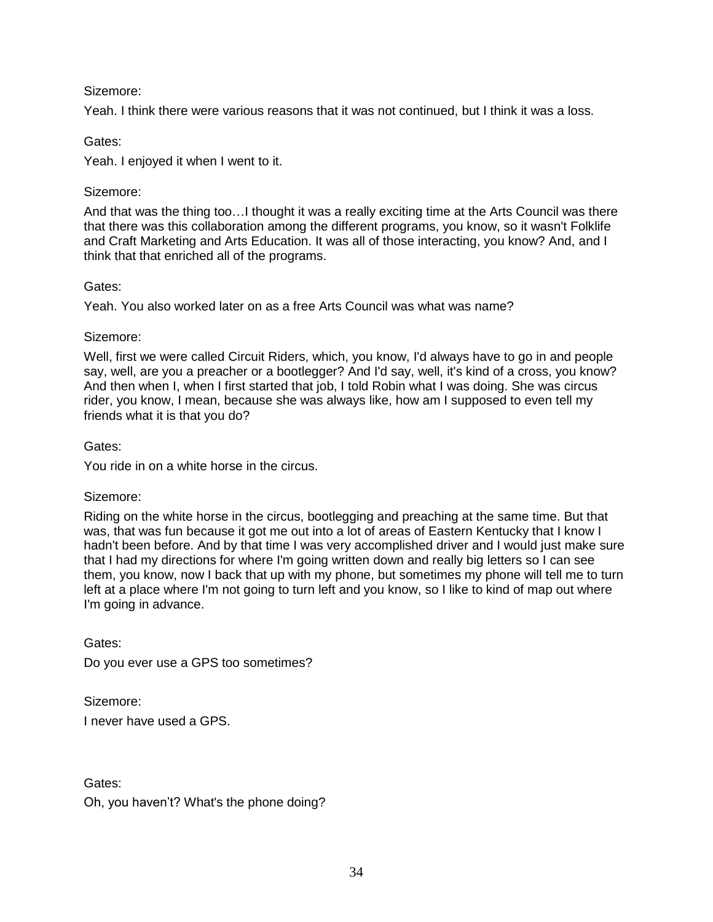Sizemore:

Yeah. I think there were various reasons that it was not continued, but I think it was a loss.

Gates:

Yeah. I enjoyed it when I went to it.

Sizemore:

And that was the thing too…I thought it was a really exciting time at the Arts Council was there that there was this collaboration among the different programs, you know, so it wasn't Folklife and Craft Marketing and Arts Education. It was all of those interacting, you know? And, and I think that that enriched all of the programs.

Gates:

Yeah. You also worked later on as a free Arts Council was what was name?

Sizemore:

Well, first we were called Circuit Riders, which, you know, I'd always have to go in and people say, well, are you a preacher or a bootlegger? And I'd say, well, it's kind of a cross, you know? And then when I, when I first started that job, I told Robin what I was doing. She was circus rider, you know, I mean, because she was always like, how am I supposed to even tell my friends what it is that you do?

Gates:

You ride in on a white horse in the circus.

Sizemore:

Riding on the white horse in the circus, bootlegging and preaching at the same time. But that was, that was fun because it got me out into a lot of areas of Eastern Kentucky that I know I hadn't been before. And by that time I was very accomplished driver and I would just make sure that I had my directions for where I'm going written down and really big letters so I can see them, you know, now I back that up with my phone, but sometimes my phone will tell me to turn left at a place where I'm not going to turn left and you know, so I like to kind of map out where I'm going in advance.

Gates:

Do you ever use a GPS too sometimes?

Sizemore:

I never have used a GPS.

Gates:

Oh, you haven't? What's the phone doing?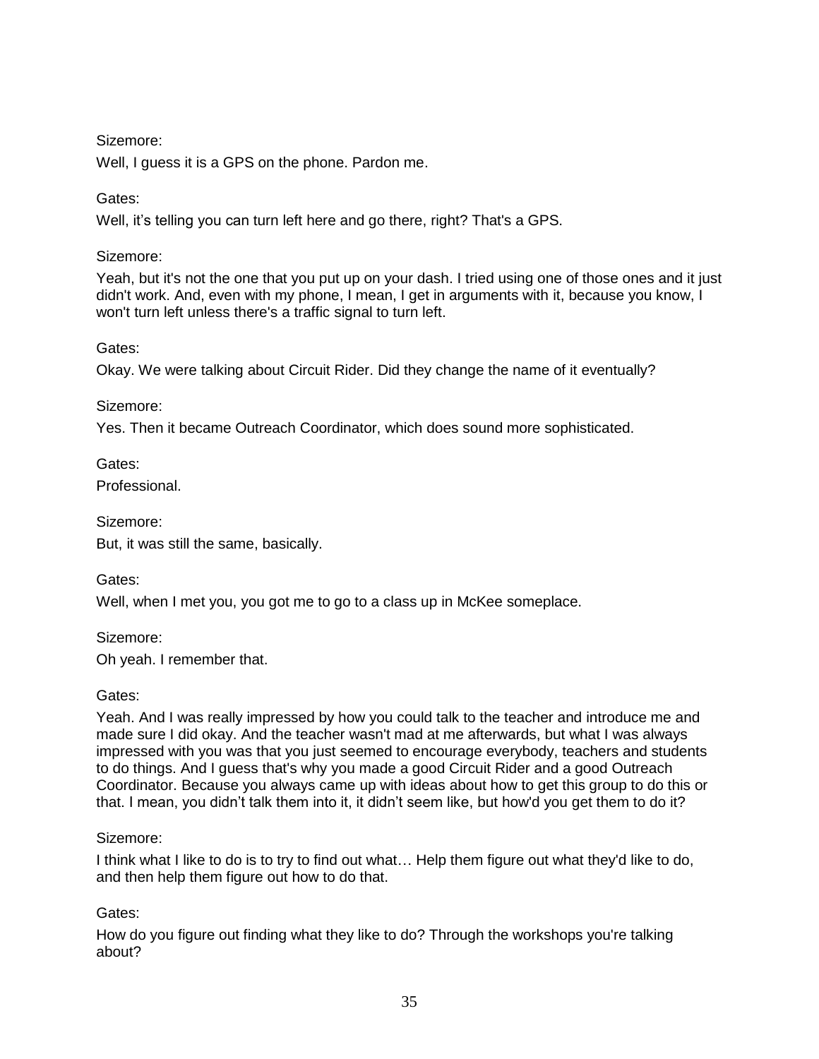Sizemore:

Well, I guess it is a GPS on the phone. Pardon me.

Gates:

Well, it’s telling you can turn left here and go there, right? That's a GPS.

Sizemore:

Yeah, but it's not the one that you put up on your dash. I tried using one of those ones and it just didn't work. And, even with my phone, I mean, I get in arguments with it, because you know, I won't turn left unless there's a traffic signal to turn left.

Gates:

Okay. We were talking about Circuit Rider. Did they change the name of it eventually?

Sizemore:

Yes. Then it became Outreach Coordinator, which does sound more sophisticated.

Gates:

Professional.

Sizemore:

But, it was still the same, basically.

Gates:

Well, when I met you, you got me to go to a class up in McKee someplace.

Sizemore:

Oh yeah. I remember that.

Gates:

Yeah. And I was really impressed by how you could talk to the teacher and introduce me and made sure I did okay. And the teacher wasn't mad at me afterwards, but what I was always impressed with you was that you just seemed to encourage everybody, teachers and students to do things. And I guess that's why you made a good Circuit Rider and a good Outreach Coordinator. Because you always came up with ideas about how to get this group to do this or that. I mean, you didn’t talk them into it, it didn’t seem like, but how'd you get them to do it?

Sizemore:

I think what I like to do is to try to find out what… Help them figure out what they'd like to do, and then help them figure out how to do that.

Gates:

How do you figure out finding what they like to do? Through the workshops you're talking about?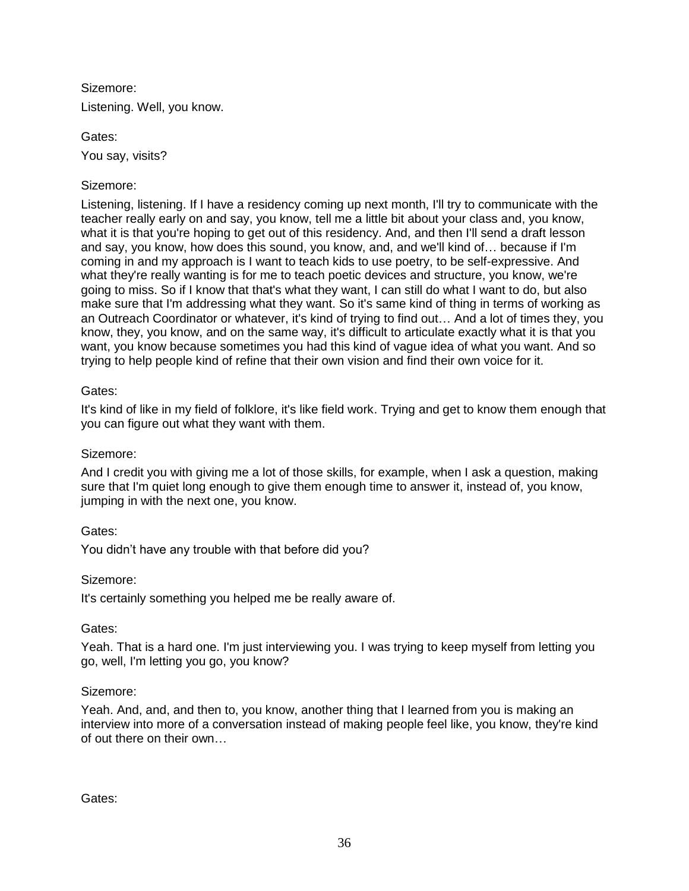Sizemore:

Listening. Well, you know.

Gates:

You say, visits?

Sizemore:

Listening, listening. If I have a residency coming up next month, I'll try to communicate with the teacher really early on and say, you know, tell me a little bit about your class and, you know, what it is that you're hoping to get out of this residency. And, and then I'll send a draft lesson and say, you know, how does this sound, you know, and, and we'll kind of… because if I'm coming in and my approach is I want to teach kids to use poetry, to be self-expressive. And what they're really wanting is for me to teach poetic devices and structure, you know, we're going to miss. So if I know that that's what they want, I can still do what I want to do, but also make sure that I'm addressing what they want. So it's same kind of thing in terms of working as an Outreach Coordinator or whatever, it's kind of trying to find out… And a lot of times they, you know, they, you know, and on the same way, it's difficult to articulate exactly what it is that you want, you know because sometimes you had this kind of vague idea of what you want. And so trying to help people kind of refine that their own vision and find their own voice for it.

Gates:

It's kind of like in my field of folklore, it's like field work. Trying and get to know them enough that you can figure out what they want with them.

Sizemore:

And I credit you with giving me a lot of those skills, for example, when I ask a question, making sure that I'm quiet long enough to give them enough time to answer it, instead of, you know, jumping in with the next one, you know.

Gates:

You didn't have any trouble with that before did you?

Sizemore:

It's certainly something you helped me be really aware of.

Gates:

Yeah. That is a hard one. I'm just interviewing you. I was trying to keep myself from letting you go, well, I'm letting you go, you know?

Sizemore:

Yeah. And, and, and then to, you know, another thing that I learned from you is making an interview into more of a conversation instead of making people feel like, you know, they're kind of out there on their own…

Gates: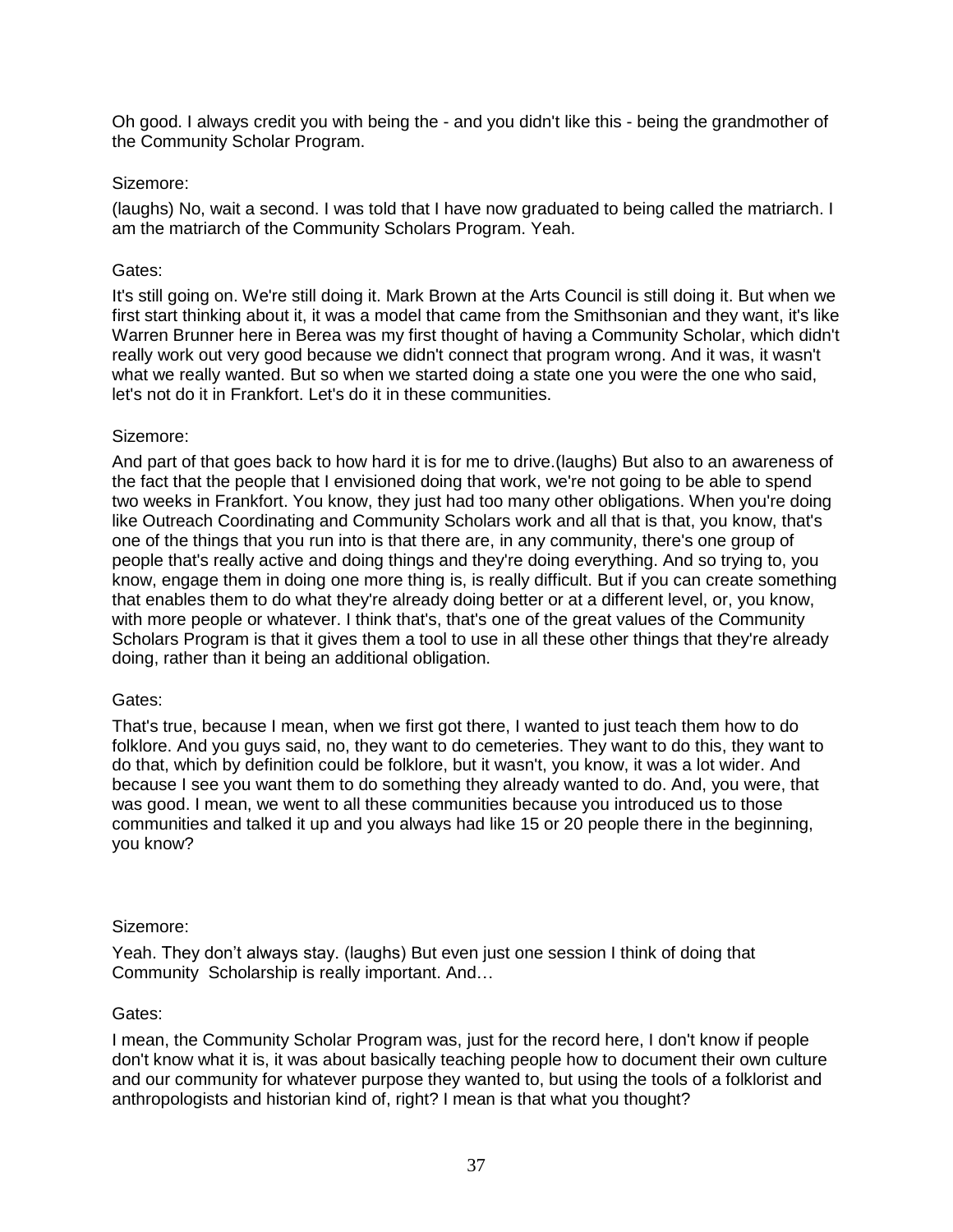Oh good. I always credit you with being the - and you didn't like this - being the grandmother of the Community Scholar Program.

Sizemore:

(laughs) No, wait a second. I was told that I have now graduated to being called the matriarch. I am the matriarch of the Community Scholars Program. Yeah.

Gates:

It's still going on. We're still doing it. Mark Brown at the Arts Council is still doing it. But when we first start thinking about it, it was a model that came from the Smithsonian and they want, it's like Warren Brunner here in Berea was my first thought of having a Community Scholar, which didn't really work out very good because we didn't connect that program wrong. And it was, it wasn't what we really wanted. But so when we started doing a state one you were the one who said, let's not do it in Frankfort. Let's do it in these communities.

Sizemore:

And part of that goes back to how hard it is for me to drive.(laughs) But also to an awareness of the fact that the people that I envisioned doing that work, we're not going to be able to spend two weeks in Frankfort. You know, they just had too many other obligations. When you're doing like Outreach Coordinating and Community Scholars work and all that is that, you know, that's one of the things that you run into is that there are, in any community, there's one group of people that's really active and doing things and they're doing everything. And so trying to, you know, engage them in doing one more thing is, is really difficult. But if you can create something that enables them to do what they're already doing better or at a different level, or, you know, with more people or whatever. I think that's, that's one of the great values of the Community Scholars Program is that it gives them a tool to use in all these other things that they're already doing, rather than it being an additional obligation.

Gates:

That's true, because I mean, when we first got there, I wanted to just teach them how to do folklore. And you guys said, no, they want to do cemeteries. They want to do this, they want to do that, which by definition could be folklore, but it wasn't, you know, it was a lot wider. And because I see you want them to do something they already wanted to do. And, you were, that was good. I mean, we went to all these communities because you introduced us to those communities and talked it up and you always had like 15 or 20 people there in the beginning, you know?

Sizemore:

Yeah. They don't always stay. (laughs) But even just one session I think of doing that Community Scholarship is really important. And…

Gates:

I mean, the Community Scholar Program was, just for the record here, I don't know if people don't know what it is, it was about basically teaching people how to document their own culture and our community for whatever purpose they wanted to, but using the tools of a folklorist and anthropologists and historian kind of, right? I mean is that what you thought?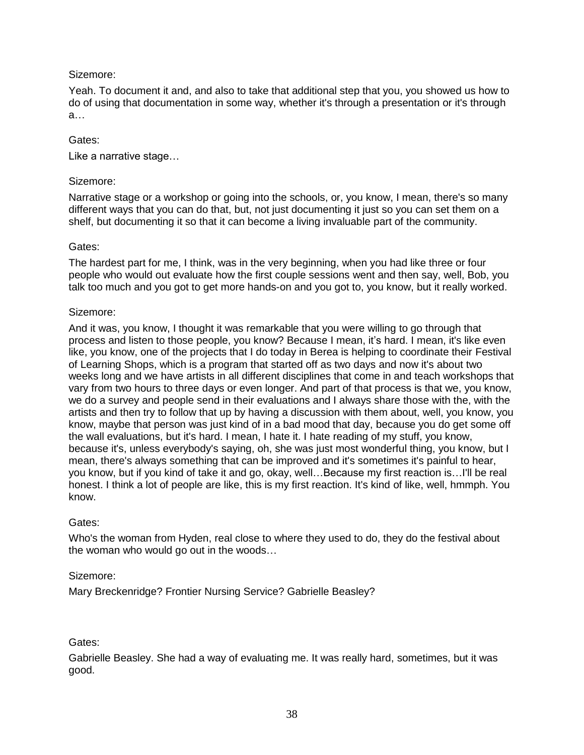Sizemore:

Yeah. To document it and, and also to take that additional step that you, you showed us how to do of using that documentation in some way, whether it's through a presentation or it's through a…

Gates:

Like a narrative stage…

Sizemore:

Narrative stage or a workshop or going into the schools, or, you know, I mean, there's so many different ways that you can do that, but, not just documenting it just so you can set them on a shelf, but documenting it so that it can become a living invaluable part of the community.

Gates:

The hardest part for me, I think, was in the very beginning, when you had like three or four people who would out evaluate how the first couple sessions went and then say, well, Bob, you talk too much and you got to get more hands-on and you got to, you know, but it really worked.

Sizemore:

And it was, you know, I thought it was remarkable that you were willing to go through that process and listen to those people, you know? Because I mean, it's hard. I mean, it's like even like, you know, one of the projects that I do today in Berea is helping to coordinate their Festival of Learning Shops, which is a program that started off as two days and now it's about two weeks long and we have artists in all different disciplines that come in and teach workshops that vary from two hours to three days or even longer. And part of that process is that we, you know, we do a survey and people send in their evaluations and I always share those with the, with the artists and then try to follow that up by having a discussion with them about, well, you know, you know, maybe that person was just kind of in a bad mood that day, because you do get some off the wall evaluations, but it's hard. I mean, I hate it. I hate reading of my stuff, you know, because it's, unless everybody's saying, oh, she was just most wonderful thing, you know, but I mean, there's always something that can be improved and it's sometimes it's painful to hear, you know, but if you kind of take it and go, okay, well…Because my first reaction is…I'll be real honest. I think a lot of people are like, this is my first reaction. It's kind of like, well, hmmph. You know.

Gates:

Who's the woman from Hyden, real close to where they used to do, they do the festival about the woman who would go out in the woods…

Sizemore:

Mary Breckenridge? Frontier Nursing Service? Gabrielle Beasley?

Gates:

Gabrielle Beasley. She had a way of evaluating me. It was really hard, sometimes, but it was good.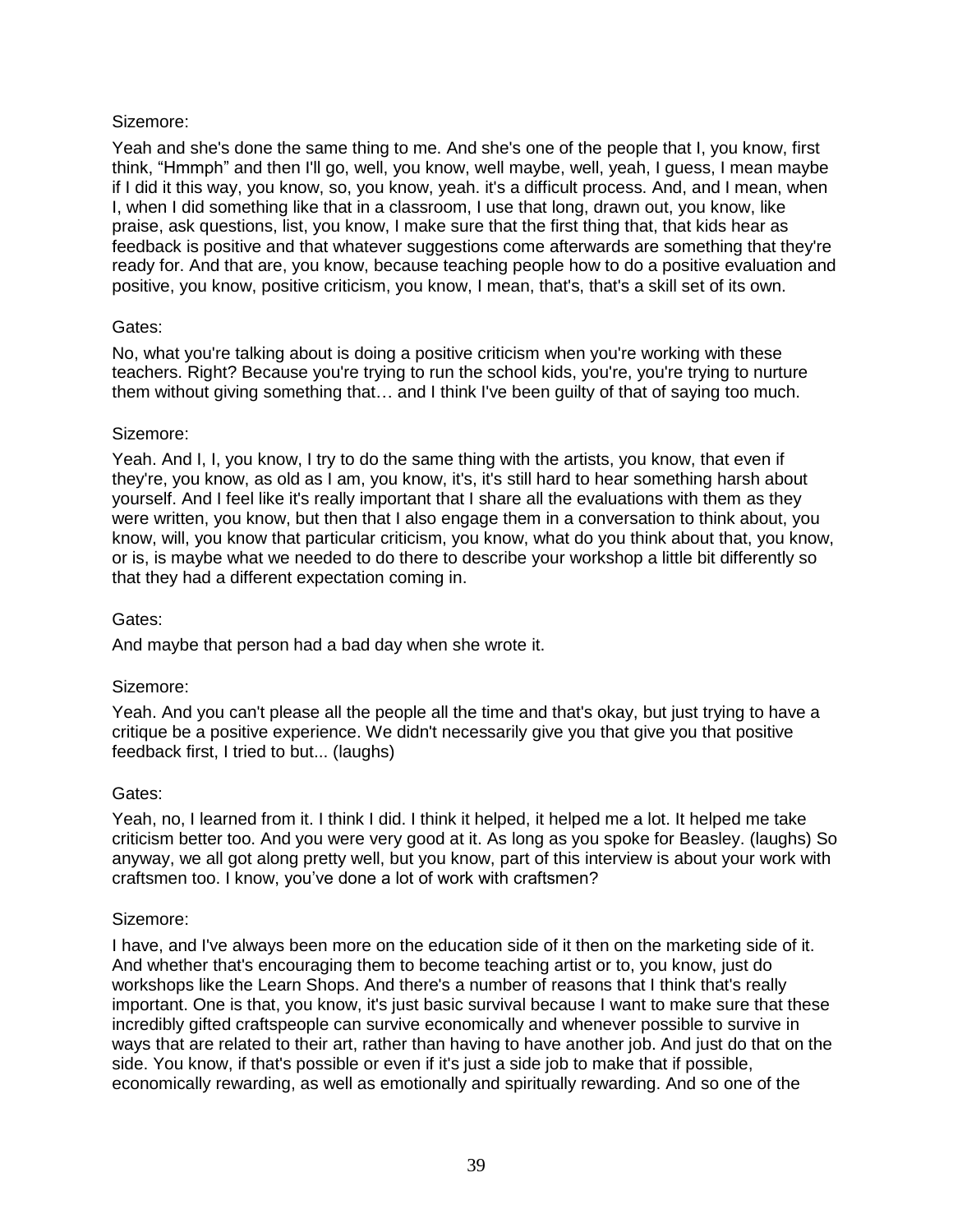Sizemore:

Yeah and she's done the same thing to me. And she's one of the people that I, you know, first think, "Hmmph" and then I'll go, well, you know, well maybe, well, yeah, I guess, I mean maybe if I did it this way, you know, so, you know, yeah. it's a difficult process. And, and I mean, when I, when I did something like that in a classroom, I use that long, drawn out, you know, like praise, ask questions, list, you know, I make sure that the first thing that, that kids hear as feedback is positive and that whatever suggestions come afterwards are something that they're ready for. And that are, you know, because teaching people how to do a positive evaluation and positive, you know, positive criticism, you know, I mean, that's, that's a skill set of its own.

Gates:

No, what you're talking about is doing a positive criticism when you're working with these teachers. Right? Because you're trying to run the school kids, you're, you're trying to nurture them without giving something that… and I think I've been guilty of that of saying too much.

Sizemore:

Yeah. And I, I, you know, I try to do the same thing with the artists, you know, that even if they're, you know, as old as I am, you know, it's, it's still hard to hear something harsh about yourself. And I feel like it's really important that I share all the evaluations with them as they were written, you know, but then that I also engage them in a conversation to think about, you know, will, you know that particular criticism, you know, what do you think about that, you know, or is, is maybe what we needed to do there to describe your workshop a little bit differently so that they had a different expectation coming in.

Gates:

And maybe that person had a bad day when she wrote it.

Sizemore:

Yeah. And you can't please all the people all the time and that's okay, but just trying to have a critique be a positive experience. We didn't necessarily give you that give you that positive feedback first, I tried to but... (laughs)

Gates:

Yeah, no, I learned from it. I think I did. I think it helped, it helped me a lot. It helped me take criticism better too. And you were very good at it. As long as you spoke for Beasley. (laughs) So anyway, we all got along pretty well, but you know, part of this interview is about your work with craftsmen too. I know, you've done a lot of work with craftsmen?

Sizemore:

I have, and I've always been more on the education side of it then on the marketing side of it. And whether that's encouraging them to become teaching artist or to, you know, just do workshops like the Learn Shops. And there's a number of reasons that I think that's really important. One is that, you know, it's just basic survival because I want to make sure that these incredibly gifted craftspeople can survive economically and whenever possible to survive in ways that are related to their art, rather than having to have another job. And just do that on the side. You know, if that's possible or even if it's just a side job to make that if possible, economically rewarding, as well as emotionally and spiritually rewarding. And so one of the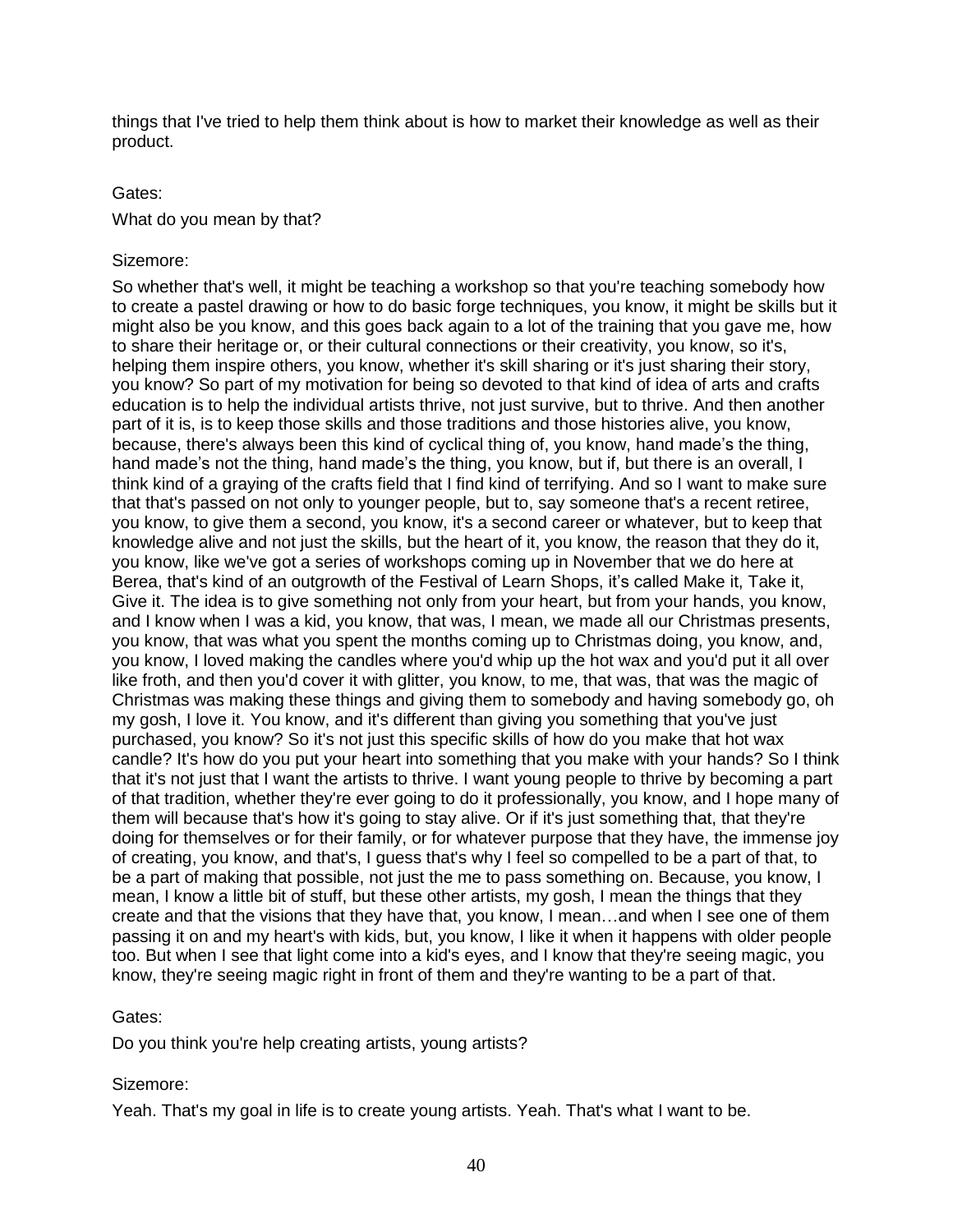things that I've tried to help them think about is how to market their knowledge as well as their product.

Gates:

What do you mean by that?

Sizemore:

So whether that's well, it might be teaching a workshop so that you're teaching somebody how to create a pastel drawing or how to do basic forge techniques, you know, it might be skills but it might also be you know, and this goes back again to a lot of the training that you gave me, how to share their heritage or, or their cultural connections or their creativity, you know, so it's, helping them inspire others, you know, whether it's skill sharing or it's just sharing their story, you know? So part of my motivation for being so devoted to that kind of idea of arts and crafts education is to help the individual artists thrive, not just survive, but to thrive. And then another part of it is, is to keep those skills and those traditions and those histories alive, you know, because, there's always been this kind of cyclical thing of, you know, hand made's the thing, hand made's not the thing, hand made's the thing, you know, but if, but there is an overall, I think kind of a graying of the crafts field that I find kind of terrifying. And so I want to make sure that that's passed on not only to younger people, but to, say someone that's a recent retiree, you know, to give them a second, you know, it's a second career or whatever, but to keep that knowledge alive and not just the skills, but the heart of it, you know, the reason that they do it, you know, like we've got a series of workshops coming up in November that we do here at Berea, that's kind of an outgrowth of the Festival of Learn Shops, it's called Make it, Take it, Give it. The idea is to give something not only from your heart, but from your hands, you know, and I know when I was a kid, you know, that was, I mean, we made all our Christmas presents, you know, that was what you spent the months coming up to Christmas doing, you know, and, you know, I loved making the candles where you'd whip up the hot wax and you'd put it all over like froth, and then you'd cover it with glitter, you know, to me, that was, that was the magic of Christmas was making these things and giving them to somebody and having somebody go, oh my gosh, I love it. You know, and it's different than giving you something that you've just purchased, you know? So it's not just this specific skills of how do you make that hot wax candle? It's how do you put your heart into something that you make with your hands? So I think that it's not just that I want the artists to thrive. I want young people to thrive by becoming a part of that tradition, whether they're ever going to do it professionally, you know, and I hope many of them will because that's how it's going to stay alive. Or if it's just something that, that they're doing for themselves or for their family, or for whatever purpose that they have, the immense joy of creating, you know, and that's, I guess that's why I feel so compelled to be a part of that, to be a part of making that possible, not just the me to pass something on. Because, you know, I mean, I know a little bit of stuff, but these other artists, my gosh, I mean the things that they create and that the visions that they have that, you know, I mean…and when I see one of them passing it on and my heart's with kids, but, you know, I like it when it happens with older people too. But when I see that light come into a kid's eyes, and I know that they're seeing magic, you know, they're seeing magic right in front of them and they're wanting to be a part of that.

Gates:

Do you think you're help creating artists, young artists?

Sizemore:

Yeah. That's my goal in life is to create young artists. Yeah. That's what I want to be.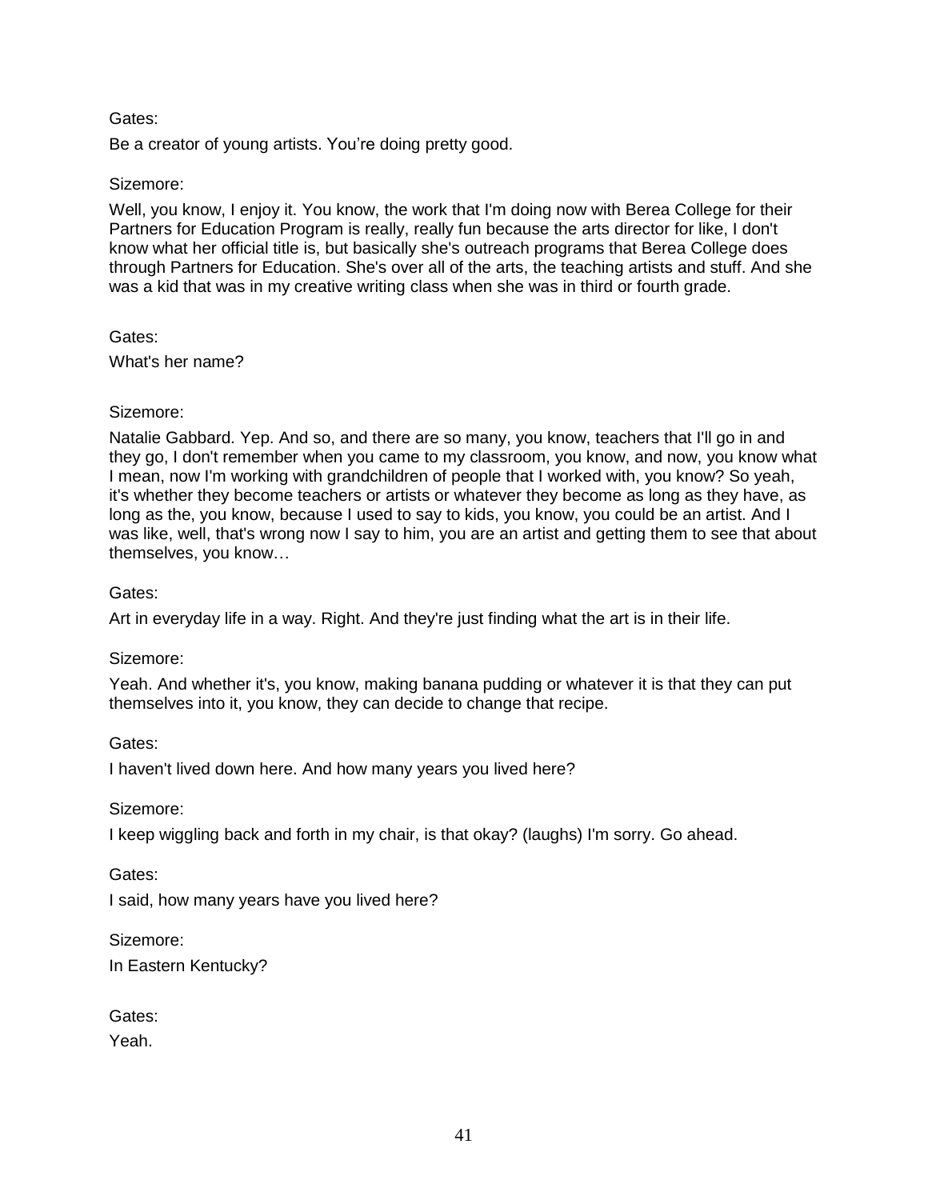Gates:

Be a creator of young artists. You're doing pretty good.

Sizemore:

Well, you know, I enjoy it. You know, the work that I'm doing now with Berea College for their Partners for Education Program is really, really fun because the arts director for like, I don't know what her official title is, but basically she's outreach programs that Berea College does through Partners for Education. She's over all of the arts, the teaching artists and stuff. And she was a kid that was in my creative writing class when she was in third or fourth grade.

Gates:

What's her name?

Sizemore:

Natalie Gabbard. Yep. And so, and there are so many, you know, teachers that I'll go in and they go, I don't remember when you came to my classroom, you know, and now, you know what I mean, now I'm working with grandchildren of people that I worked with, you know? So yeah, it's whether they become teachers or artists or whatever they become as long as they have, as long as the, you know, because I used to say to kids, you know, you could be an artist. And I was like, well, that's wrong now I say to him, you are an artist and getting them to see that about themselves, you know…

Gates:

Art in everyday life in a way. Right. And they're just finding what the art is in their life.

Sizemore:

Yeah. And whether it's, you know, making banana pudding or whatever it is that they can put themselves into it, you know, they can decide to change that recipe.

Gates:

I haven't lived down here. And how many years you lived here?

Sizemore:

I keep wiggling back and forth in my chair, is that okay? (laughs) I'm sorry. Go ahead.

Gates:

I said, how many years have you lived here?

Sizemore:

In Eastern Kentucky?

Gates:

Yeah.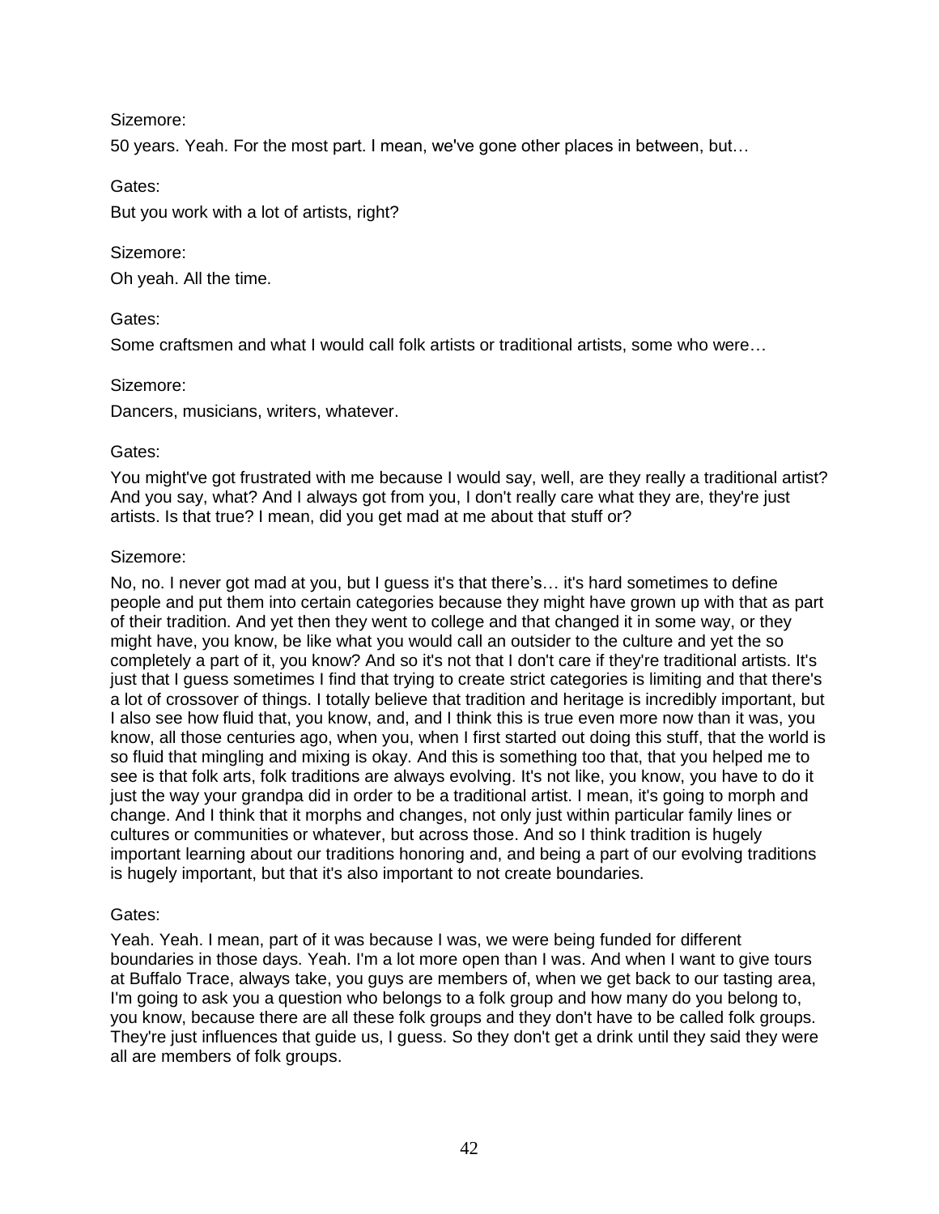Sizemore:

50 years. Yeah. For the most part. I mean, we've gone other places in between, but…

Gates:

But you work with a lot of artists, right?

Sizemore:

Oh yeah. All the time.

Gates:

Some craftsmen and what I would call folk artists or traditional artists, some who were…

Sizemore:

Dancers, musicians, writers, whatever.

Gates:

You might've got frustrated with me because I would say, well, are they really a traditional artist? And you say, what? And I always got from you, I don't really care what they are, they're just artists. Is that true? I mean, did you get mad at me about that stuff or?

Sizemore:

No, no. I never got mad at you, but I guess it's that there's… it's hard sometimes to define people and put them into certain categories because they might have grown up with that as part of their tradition. And yet then they went to college and that changed it in some way, or they might have, you know, be like what you would call an outsider to the culture and yet the so completely a part of it, you know? And so it's not that I don't care if they're traditional artists. It's just that I guess sometimes I find that trying to create strict categories is limiting and that there's a lot of crossover of things. I totally believe that tradition and heritage is incredibly important, but I also see how fluid that, you know, and, and I think this is true even more now than it was, you know, all those centuries ago, when you, when I first started out doing this stuff, that the world is so fluid that mingling and mixing is okay. And this is something too that, that you helped me to see is that folk arts, folk traditions are always evolving. It's not like, you know, you have to do it just the way your grandpa did in order to be a traditional artist. I mean, it's going to morph and change. And I think that it morphs and changes, not only just within particular family lines or cultures or communities or whatever, but across those. And so I think tradition is hugely important learning about our traditions honoring and, and being a part of our evolving traditions is hugely important, but that it's also important to not create boundaries.

Gates:

Yeah. Yeah. I mean, part of it was because I was, we were being funded for different boundaries in those days. Yeah. I'm a lot more open than I was. And when I want to give tours at Buffalo Trace, always take, you guys are members of, when we get back to our tasting area, I'm going to ask you a question who belongs to a folk group and how many do you belong to, you know, because there are all these folk groups and they don't have to be called folk groups. They're just influences that guide us, I guess. So they don't get a drink until they said they were all are members of folk groups.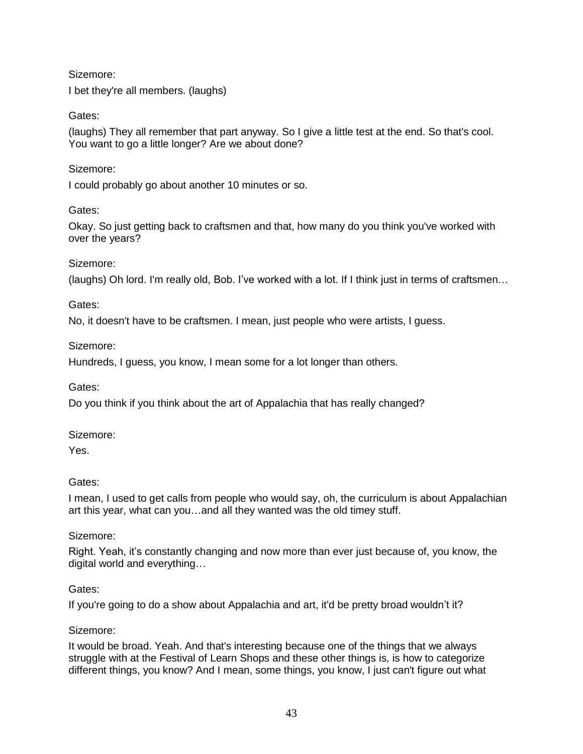Sizemore:

I bet they're all members. (laughs)

Gates:

(laughs) They all remember that part anyway. So I give a little test at the end. So that's cool. You want to go a little longer? Are we about done?

Sizemore:

I could probably go about another 10 minutes or so.

Gates:

Okay. So just getting back to craftsmen and that, how many do you think you've worked with over the years?

Sizemore:

(laughs) Oh lord. I'm really old, Bob. I've worked with a lot. If I think just in terms of craftsmen…

Gates:

No, it doesn't have to be craftsmen. I mean, just people who were artists, I guess.

Sizemore:

Hundreds, I guess, you know, I mean some for a lot longer than others.

Gates:

Do you think if you think about the art of Appalachia that has really changed?

Sizemore:

Yes.

Gates:

I mean, I used to get calls from people who would say, oh, the curriculum is about Appalachian art this year, what can you…and all they wanted was the old timey stuff.

Sizemore:

Right. Yeah, it's constantly changing and now more than ever just because of, you know, the digital world and everything…

Gates:

If you're going to do a show about Appalachia and art, it'd be pretty broad wouldn't it?

Sizemore:

It would be broad. Yeah. And that's interesting because one of the things that we always struggle with at the Festival of Learn Shops and these other things is, is how to categorize different things, you know? And I mean, some things, you know, I just can't figure out what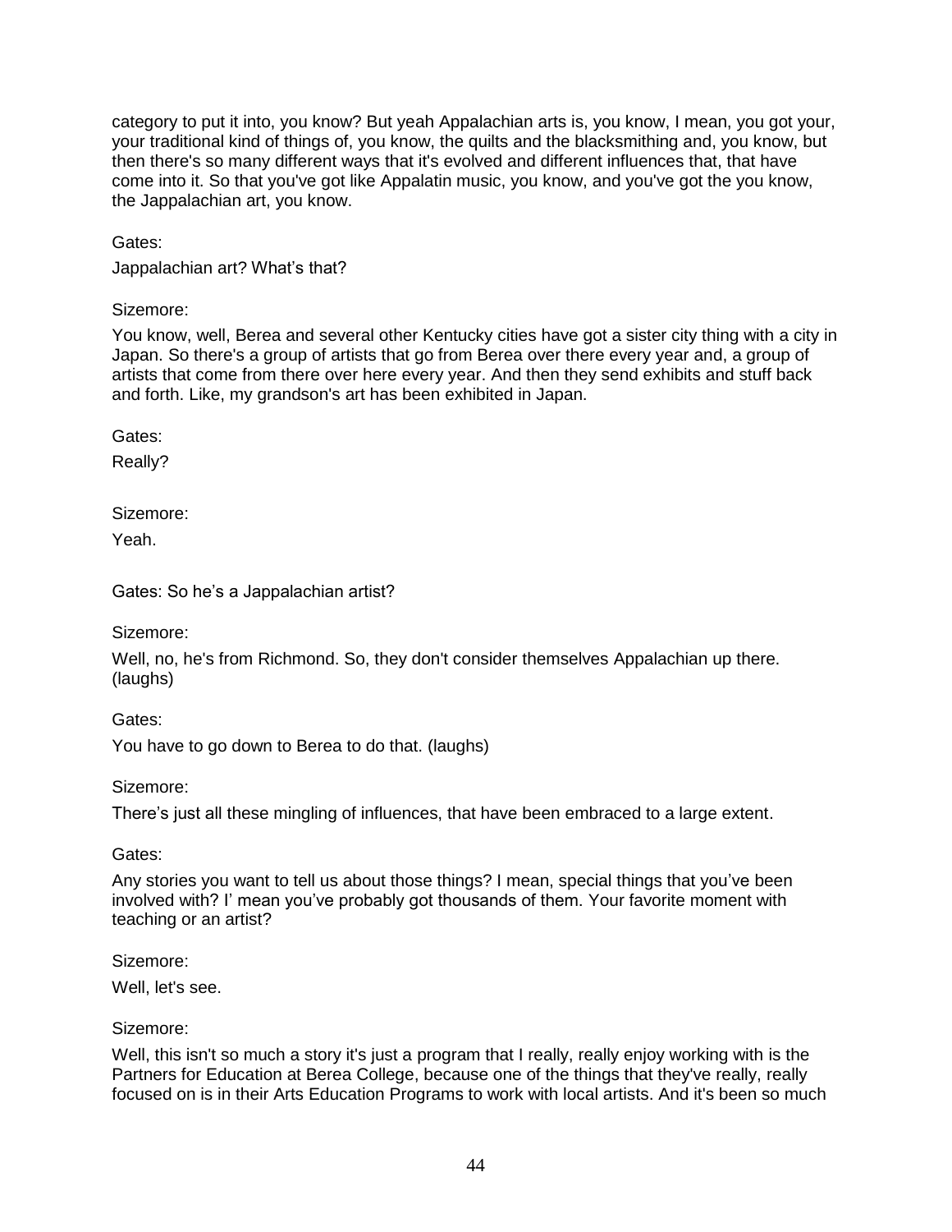category to put it into, you know? But yeah Appalachian arts is, you know, I mean, you got your, your traditional kind of things of, you know, the quilts and the blacksmithing and, you know, but then there's so many different ways that it's evolved and different influences that, that have come into it. So that you've got like Appalatin music, you know, and you've got the you know, the Jappalachian art, you know.

Gates:

Jappalachian art? What's that?

Sizemore:

You know, well, Berea and several other Kentucky cities have got a sister city thing with a city in Japan. So there's a group of artists that go from Berea over there every year and, a group of artists that come from there over here every year. And then they send exhibits and stuff back and forth. Like, my grandson's art has been exhibited in Japan.

Gates:

Really?

Sizemore:

Yeah.

Gates: So he's a Jappalachian artist?

Sizemore:

Well, no, he's from Richmond. So, they don't consider themselves Appalachian up there. (laughs)

Gates:

You have to go down to Berea to do that. (laughs)

Sizemore:

There's just all these mingling of influences, that have been embraced to a large extent.

Gates:

Any stories you want to tell us about those things? I mean, special things that you've been involved with? I' mean you've probably got thousands of them. Your favorite moment with teaching or an artist?

Sizemore:

Well, let's see.

Sizemore:

Well, this isn't so much a story it's just a program that I really, really enjoy working with is the Partners for Education at Berea College, because one of the things that they've really, really focused on is in their Arts Education Programs to work with local artists. And it's been so much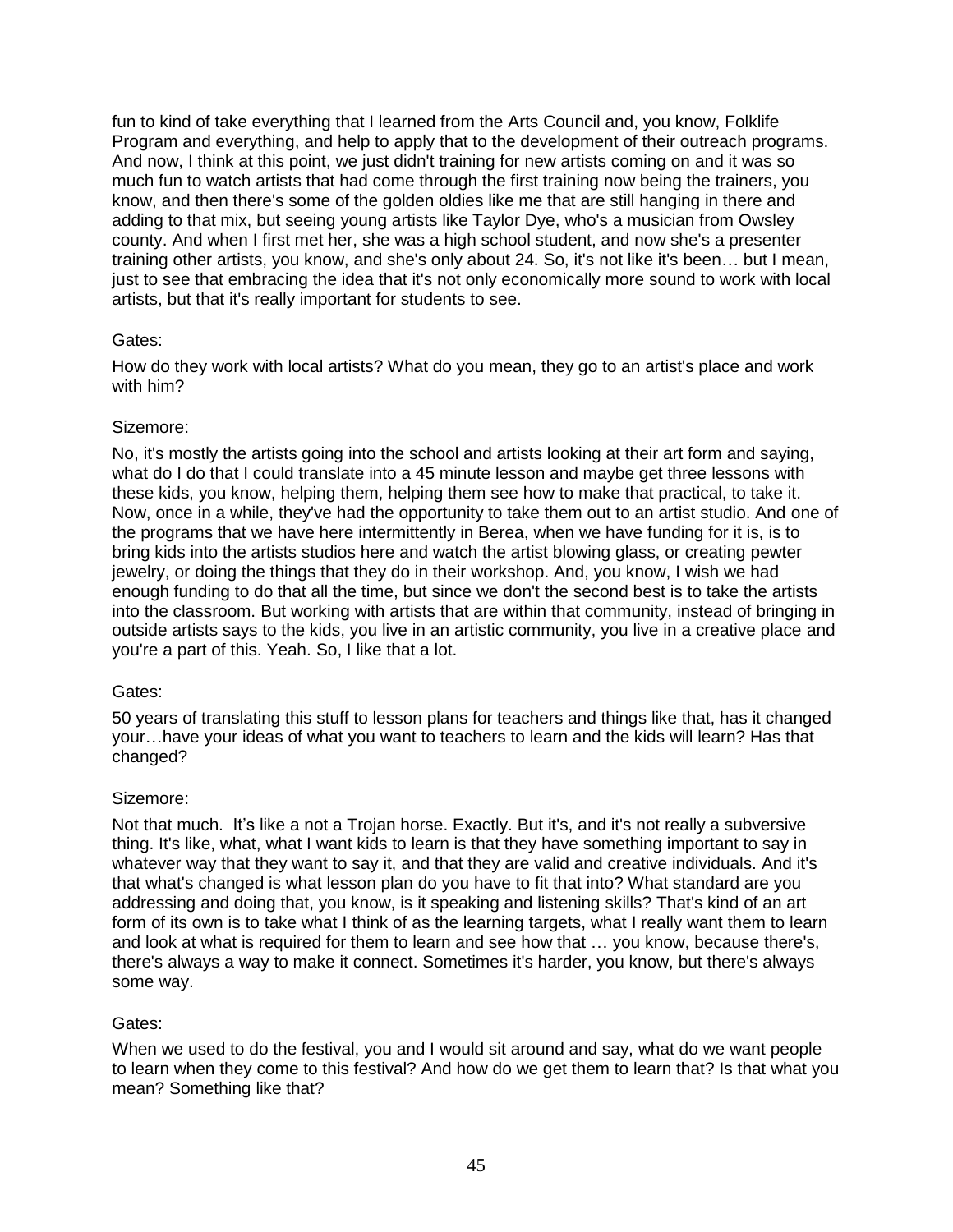fun to kind of take everything that I learned from the Arts Council and, you know, Folklife Program and everything, and help to apply that to the development of their outreach programs. And now, I think at this point, we just didn't training for new artists coming on and it was so much fun to watch artists that had come through the first training now being the trainers, you know, and then there's some of the golden oldies like me that are still hanging in there and adding to that mix, but seeing young artists like Taylor Dye, who's a musician from Owsley county. And when I first met her, she was a high school student, and now she's a presenter training other artists, you know, and she's only about 24. So, it's not like it's been… but I mean, just to see that embracing the idea that it's not only economically more sound to work with local artists, but that it's really important for students to see.

Gates:

How do they work with local artists? What do you mean, they go to an artist's place and work with him?

Sizemore:

No, it's mostly the artists going into the school and artists looking at their art form and saying, what do I do that I could translate into a 45 minute lesson and maybe get three lessons with these kids, you know, helping them, helping them see how to make that practical, to take it. Now, once in a while, they've had the opportunity to take them out to an artist studio. And one of the programs that we have here intermittently in Berea, when we have funding for it is, is to bring kids into the artists studios here and watch the artist blowing glass, or creating pewter jewelry, or doing the things that they do in their workshop. And, you know, I wish we had enough funding to do that all the time, but since we don't the second best is to take the artists into the classroom. But working with artists that are within that community, instead of bringing in outside artists says to the kids, you live in an artistic community, you live in a creative place and you're a part of this. Yeah. So, I like that a lot.

Gates:

50 years of translating this stuff to lesson plans for teachers and things like that, has it changed your…have your ideas of what you want to teachers to learn and the kids will learn? Has that changed?

Sizemore:

Not that much. It's like a not a Trojan horse. Exactly. But it's, and it's not really a subversive thing. It's like, what, what I want kids to learn is that they have something important to say in whatever way that they want to say it, and that they are valid and creative individuals. And it's that what's changed is what lesson plan do you have to fit that into? What standard are you addressing and doing that, you know, is it speaking and listening skills? That's kind of an art form of its own is to take what I think of as the learning targets, what I really want them to learn and look at what is required for them to learn and see how that … you know, because there's, there's always a way to make it connect. Sometimes it's harder, you know, but there's always some way.

Gates:

When we used to do the festival, you and I would sit around and say, what do we want people to learn when they come to this festival? And how do we get them to learn that? Is that what you mean? Something like that?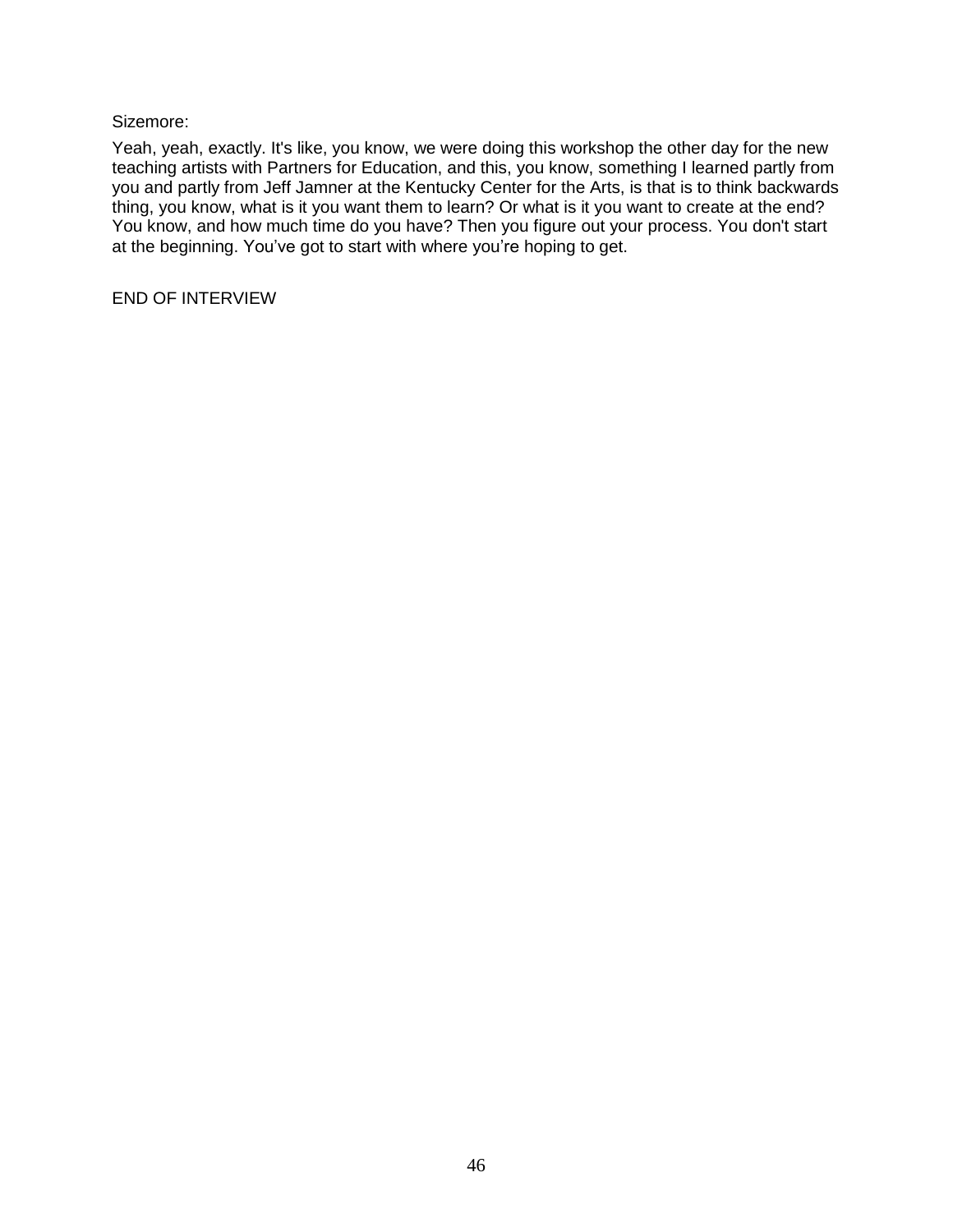Sizemore:

Yeah, yeah, exactly. It's like, you know, we were doing this workshop the other day for the new teaching artists with Partners for Education, and this, you know, something I learned partly from you and partly from Jeff Jamner at the Kentucky Center for the Arts, is that is to think backwards thing, you know, what is it you want them to learn? Or what is it you want to create at the end? You know, and how much time do you have? Then you figure out your process. You don't start at the beginning. You've got to start with where you're hoping to get.

END OF INTERVIEW